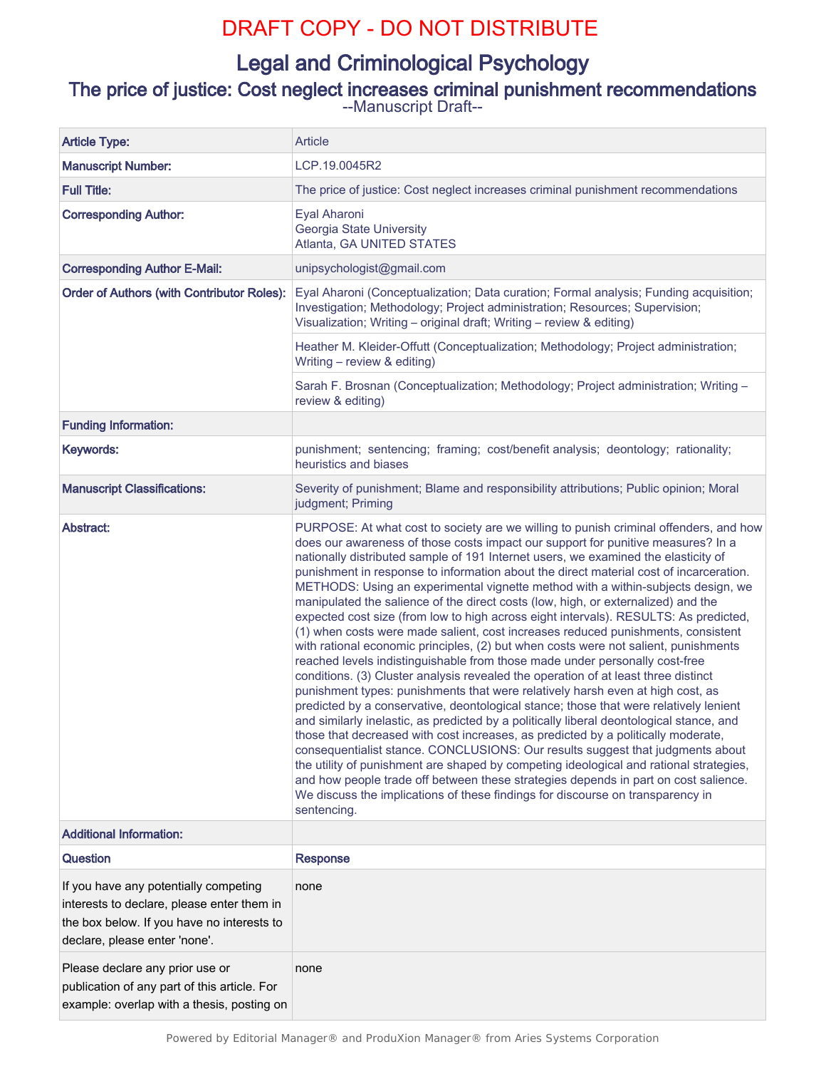DRAFT COPY - DO NOT DISTRIBUTE

# Legal and Criminological Psychology

## The price of justice: Cost neglect increases criminal punishment recommendations

--Manuscript Draft--

| | |
|---|---|
| **Article Type:** | Article |
| **Manuscript Number:** | LCP.19.0045R2 |
| **Full Title:** | The price of justice: Cost neglect increases criminal punishment recommendations |
| **Corresponding Author:** | Eyal Aharoni<br>Georgia State University<br>Atlanta, GA UNITED STATES |
| **Corresponding Author E-Mail:** | unipsychologist@gmail.com |
| **Order of Authors (with Contributor Roles):** | Eyal Aharoni (Conceptualization; Data curation; Formal analysis; Funding acquisition; Investigation; Methodology; Project administration; Resources; Supervision; Visualization; Writing – original draft; Writing – review & editing) |
| | Heather M. Kleider-Offutt (Conceptualization; Methodology; Project administration; Writing – review & editing) |
| | Sarah F. Brosnan (Conceptualization; Methodology; Project administration; Writing – review & editing) |
| **Funding Information:** | |
| **Keywords:** | punishment; sentencing; framing; cost/benefit analysis; deontology; rationality; heuristics and biases |
| **Manuscript Classifications:** | Severity of punishment; Blame and responsibility attributions; Public opinion; Moral judgment; Priming |
| **Abstract:** | PURPOSE: At what cost to society are we willing to punish criminal offenders, and how does our awareness of those costs impact our support for punitive measures? In a nationally distributed sample of 191 Internet users, we examined the elasticity of punishment in response to information about the direct material cost of incarceration. METHODS: Using an experimental vignette method with a within-subjects design, we manipulated the salience of the direct costs (low, high, or externalized) and the expected cost size (from low to high across eight intervals). RESULTS: As predicted, (1) when costs were made salient, cost increases reduced punishments, consistent with rational economic principles, (2) but when costs were not salient, punishments reached levels indistinguishable from those made under personally cost-free conditions. (3) Cluster analysis revealed the operation of at least three distinct punishment types: punishments that were relatively harsh even at high cost, as predicted by a conservative, deontological stance; those that were relatively lenient and similarly inelastic, as predicted by a politically liberal deontological stance, and those that decreased with cost increases, as predicted by a politically moderate, consequentialist stance. CONCLUSIONS: Our results suggest that judgments about the utility of punishment are shaped by competing ideological and rational strategies, and how people trade off between these strategies depends in part on cost salience. We discuss the implications of these findings for discourse on transparency in sentencing. |
| **Additional Information:** | |
| **Question** | **Response** |
| If you have any potentially competing interests to declare, please enter them in the box below. If you have no interests to declare, please enter 'none'. | none |
| Please declare any prior use or publication of any part of this article. For example: overlap with a thesis, posting on | none |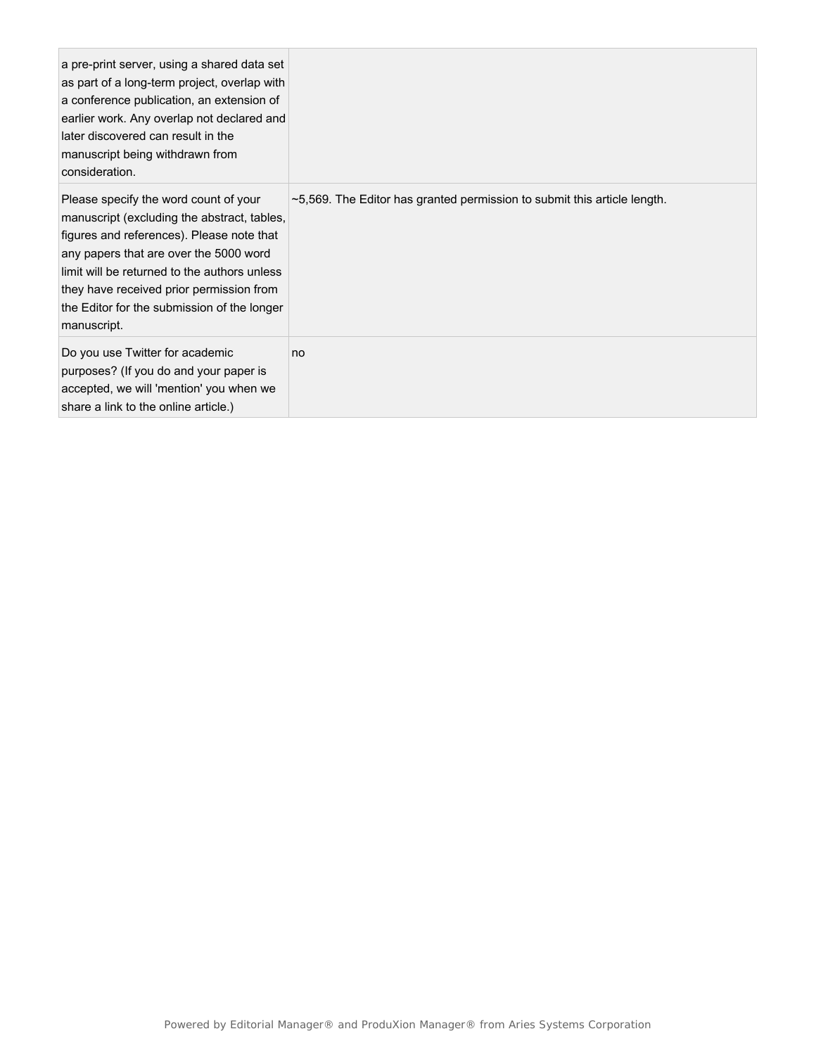| | |
|---|---|
| a pre-print server, using a shared data set as part of a long-term project, overlap with a conference publication, an extension of earlier work. Any overlap not declared and later discovered can result in the manuscript being withdrawn from consideration. | |
| Please specify the word count of your manuscript (excluding the abstract, tables, figures and references). Please note that any papers that are over the 5000 word limit will be returned to the authors unless they have received prior permission from the Editor for the submission of the longer manuscript. | ~5,569. The Editor has granted permission to submit this article length. |
| Do you use Twitter for academic purposes? (If you do and your paper is accepted, we will 'mention' you when we share a link to the online article.) | no |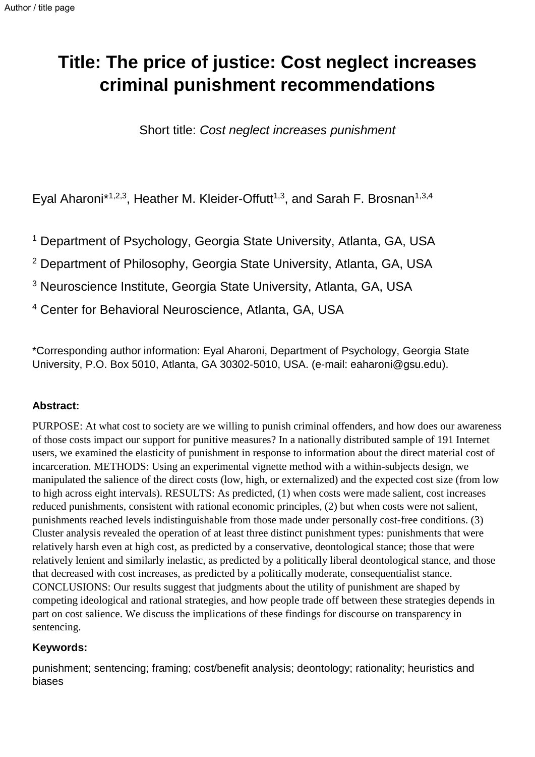# Title: The price of justice: Cost neglect increases criminal punishment recommendations

Short title: *Cost neglect increases punishment*

Eyal Aharoni*[1,2,3], Heather M. Kleider-Offutt[1,3], and Sarah F. Brosnan[1,3,4]

[1] Department of Psychology, Georgia State University, Atlanta, GA, USA

[2] Department of Philosophy, Georgia State University, Atlanta, GA, USA

[3] Neuroscience Institute, Georgia State University, Atlanta, GA, USA

[4] Center for Behavioral Neuroscience, Atlanta, GA, USA

*Corresponding author information: Eyal Aharoni, Department of Psychology, Georgia State University, P.O. Box 5010, Atlanta, GA 30302-5010, USA. (e-mail: eaharoni@gsu.edu).

### Abstract:

PURPOSE: At what cost to society are we willing to punish criminal offenders, and how does our awareness of those costs impact our support for punitive measures? In a nationally distributed sample of 191 Internet users, we examined the elasticity of punishment in response to information about the direct material cost of incarceration. METHODS: Using an experimental vignette method with a within-subjects design, we manipulated the salience of the direct costs (low, high, or externalized) and the expected cost size (from low to high across eight intervals). RESULTS: As predicted, (1) when costs were made salient, cost increases reduced punishments, consistent with rational economic principles, (2) but when costs were not salient, punishments reached levels indistinguishable from those made under personally cost-free conditions. (3) Cluster analysis revealed the operation of at least three distinct punishment types: punishments that were relatively harsh even at high cost, as predicted by a conservative, deontological stance; those that were relatively lenient and similarly inelastic, as predicted by a politically liberal deontological stance, and those that decreased with cost increases, as predicted by a politically moderate, consequentialist stance. CONCLUSIONS: Our results suggest that judgments about the utility of punishment are shaped by competing ideological and rational strategies, and how people trade off between these strategies depends in part on cost salience. We discuss the implications of these findings for discourse on transparency in sentencing.

### Keywords:

punishment; sentencing; framing; cost/benefit analysis; deontology; rationality; heuristics and biases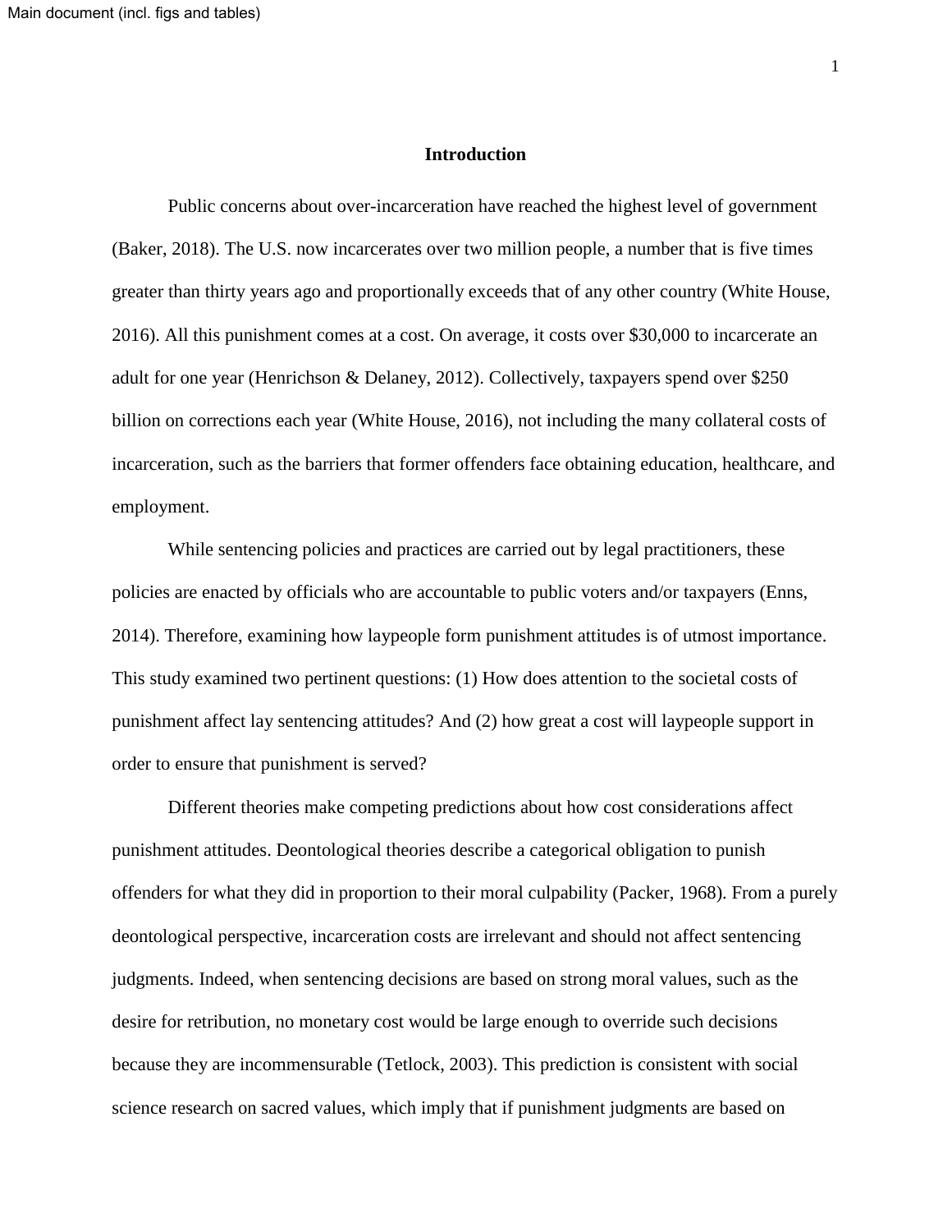# Introduction

Public concerns about over-incarceration have reached the highest level of government (Baker, 2018). The U.S. now incarcerates over two million people, a number that is five times greater than thirty years ago and proportionally exceeds that of any other country (White House, 2016). All this punishment comes at a cost. On average, it costs over $30,000 to incarcerate an adult for one year (Henrichson & Delaney, 2012). Collectively, taxpayers spend over $250 billion on corrections each year (White House, 2016), not including the many collateral costs of incarceration, such as the barriers that former offenders face obtaining education, healthcare, and employment.

While sentencing policies and practices are carried out by legal practitioners, these policies are enacted by officials who are accountable to public voters and/or taxpayers (Enns, 2014). Therefore, examining how laypeople form punishment attitudes is of utmost importance. This study examined two pertinent questions: (1) How does attention to the societal costs of punishment affect lay sentencing attitudes? And (2) how great a cost will laypeople support in order to ensure that punishment is served?

Different theories make competing predictions about how cost considerations affect punishment attitudes. Deontological theories describe a categorical obligation to punish offenders for what they did in proportion to their moral culpability (Packer, 1968). From a purely deontological perspective, incarceration costs are irrelevant and should not affect sentencing judgments. Indeed, when sentencing decisions are based on strong moral values, such as the desire for retribution, no monetary cost would be large enough to override such decisions because they are incommensurable (Tetlock, 2003). This prediction is consistent with social science research on sacred values, which imply that if punishment judgments are based on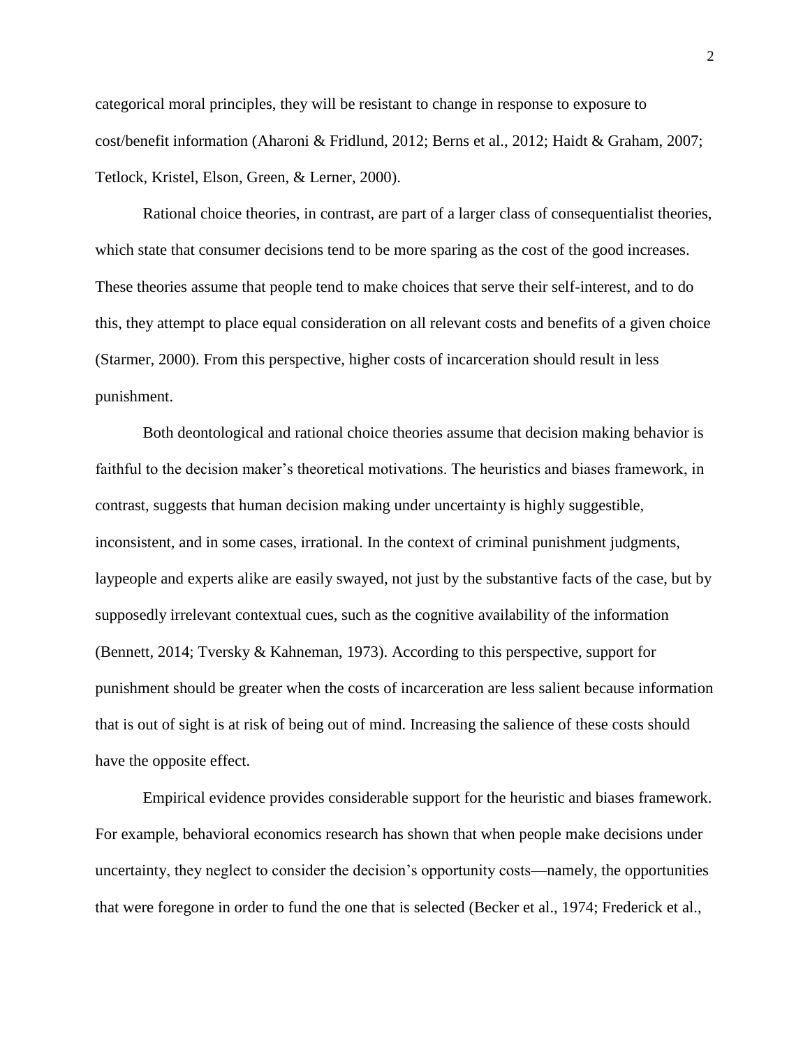categorical moral principles, they will be resistant to change in response to exposure to cost/benefit information (Aharoni & Fridlund, 2012; Berns et al., 2012; Haidt & Graham, 2007; Tetlock, Kristel, Elson, Green, & Lerner, 2000).

Rational choice theories, in contrast, are part of a larger class of consequentialist theories, which state that consumer decisions tend to be more sparing as the cost of the good increases. These theories assume that people tend to make choices that serve their self-interest, and to do this, they attempt to place equal consideration on all relevant costs and benefits of a given choice (Starmer, 2000). From this perspective, higher costs of incarceration should result in less punishment.

Both deontological and rational choice theories assume that decision making behavior is faithful to the decision maker's theoretical motivations. The heuristics and biases framework, in contrast, suggests that human decision making under uncertainty is highly suggestible, inconsistent, and in some cases, irrational. In the context of criminal punishment judgments, laypeople and experts alike are easily swayed, not just by the substantive facts of the case, but by supposedly irrelevant contextual cues, such as the cognitive availability of the information (Bennett, 2014; Tversky & Kahneman, 1973). According to this perspective, support for punishment should be greater when the costs of incarceration are less salient because information that is out of sight is at risk of being out of mind. Increasing the salience of these costs should have the opposite effect.

Empirical evidence provides considerable support for the heuristic and biases framework. For example, behavioral economics research has shown that when people make decisions under uncertainty, they neglect to consider the decision's opportunity costs—namely, the opportunities that were foregone in order to fund the one that is selected (Becker et al., 1974; Frederick et al.,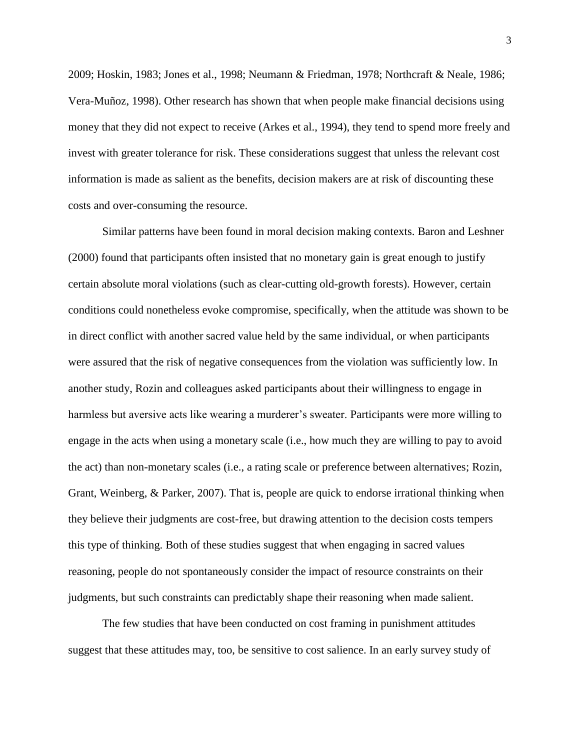2009; Hoskin, 1983; Jones et al., 1998; Neumann & Friedman, 1978; Northcraft & Neale, 1986; Vera-Muñoz, 1998). Other research has shown that when people make financial decisions using money that they did not expect to receive (Arkes et al., 1994), they tend to spend more freely and invest with greater tolerance for risk. These considerations suggest that unless the relevant cost information is made as salient as the benefits, decision makers are at risk of discounting these costs and over-consuming the resource.

Similar patterns have been found in moral decision making contexts. Baron and Leshner (2000) found that participants often insisted that no monetary gain is great enough to justify certain absolute moral violations (such as clear-cutting old-growth forests). However, certain conditions could nonetheless evoke compromise, specifically, when the attitude was shown to be in direct conflict with another sacred value held by the same individual, or when participants were assured that the risk of negative consequences from the violation was sufficiently low. In another study, Rozin and colleagues asked participants about their willingness to engage in harmless but aversive acts like wearing a murderer's sweater. Participants were more willing to engage in the acts when using a monetary scale (i.e., how much they are willing to pay to avoid the act) than non-monetary scales (i.e., a rating scale or preference between alternatives; Rozin, Grant, Weinberg, & Parker, 2007). That is, people are quick to endorse irrational thinking when they believe their judgments are cost-free, but drawing attention to the decision costs tempers this type of thinking. Both of these studies suggest that when engaging in sacred values reasoning, people do not spontaneously consider the impact of resource constraints on their judgments, but such constraints can predictably shape their reasoning when made salient.

The few studies that have been conducted on cost framing in punishment attitudes suggest that these attitudes may, too, be sensitive to cost salience. In an early survey study of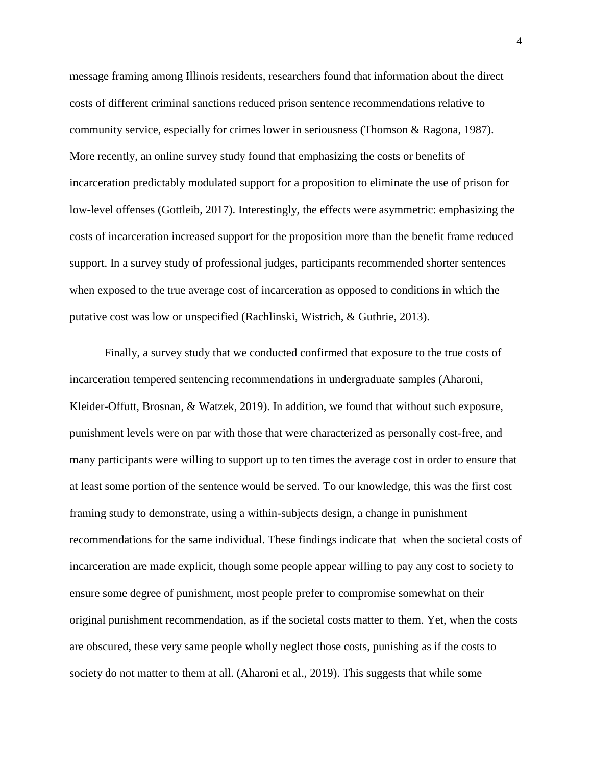message framing among Illinois residents, researchers found that information about the direct costs of different criminal sanctions reduced prison sentence recommendations relative to community service, especially for crimes lower in seriousness (Thomson & Ragona, 1987). More recently, an online survey study found that emphasizing the costs or benefits of incarceration predictably modulated support for a proposition to eliminate the use of prison for low-level offenses (Gottleib, 2017). Interestingly, the effects were asymmetric: emphasizing the costs of incarceration increased support for the proposition more than the benefit frame reduced support. In a survey study of professional judges, participants recommended shorter sentences when exposed to the true average cost of incarceration as opposed to conditions in which the putative cost was low or unspecified (Rachlinski, Wistrich, & Guthrie, 2013).

Finally, a survey study that we conducted confirmed that exposure to the true costs of incarceration tempered sentencing recommendations in undergraduate samples (Aharoni, Kleider-Offutt, Brosnan, & Watzek, 2019). In addition, we found that without such exposure, punishment levels were on par with those that were characterized as personally cost-free, and many participants were willing to support up to ten times the average cost in order to ensure that at least some portion of the sentence would be served. To our knowledge, this was the first cost framing study to demonstrate, using a within-subjects design, a change in punishment recommendations for the same individual. These findings indicate that when the societal costs of incarceration are made explicit, though some people appear willing to pay any cost to society to ensure some degree of punishment, most people prefer to compromise somewhat on their original punishment recommendation, as if the societal costs matter to them. Yet, when the costs are obscured, these very same people wholly neglect those costs, punishing as if the costs to society do not matter to them at all. (Aharoni et al., 2019). This suggests that while some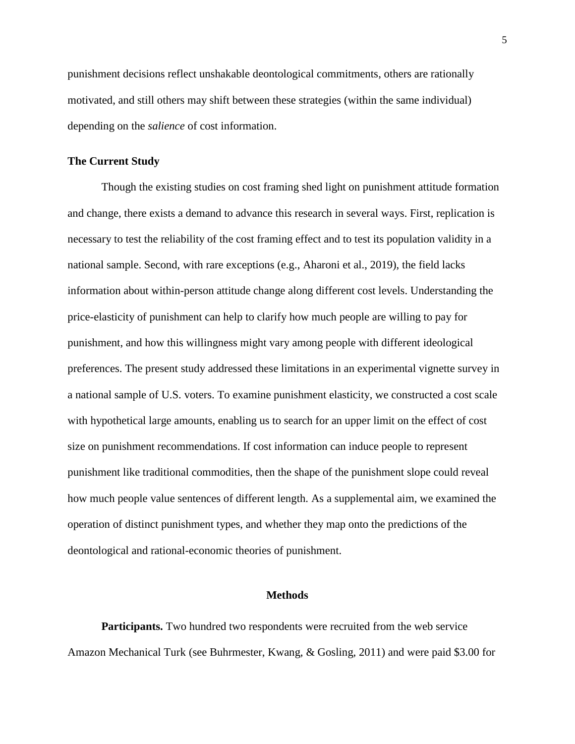punishment decisions reflect unshakable deontological commitments, others are rationally motivated, and still others may shift between these strategies (within the same individual) depending on the *salience* of cost information.

## The Current Study

Though the existing studies on cost framing shed light on punishment attitude formation and change, there exists a demand to advance this research in several ways. First, replication is necessary to test the reliability of the cost framing effect and to test its population validity in a national sample. Second, with rare exceptions (e.g., Aharoni et al., 2019), the field lacks information about within-person attitude change along different cost levels. Understanding the price-elasticity of punishment can help to clarify how much people are willing to pay for punishment, and how this willingness might vary among people with different ideological preferences. The present study addressed these limitations in an experimental vignette survey in a national sample of U.S. voters. To examine punishment elasticity, we constructed a cost scale with hypothetical large amounts, enabling us to search for an upper limit on the effect of cost size on punishment recommendations. If cost information can induce people to represent punishment like traditional commodities, then the shape of the punishment slope could reveal how much people value sentences of different length. As a supplemental aim, we examined the operation of distinct punishment types, and whether they map onto the predictions of the deontological and rational-economic theories of punishment.

# Methods

**Participants.** Two hundred two respondents were recruited from the web service Amazon Mechanical Turk (see Buhrmester, Kwang, & Gosling, 2011) and were paid $3.00 for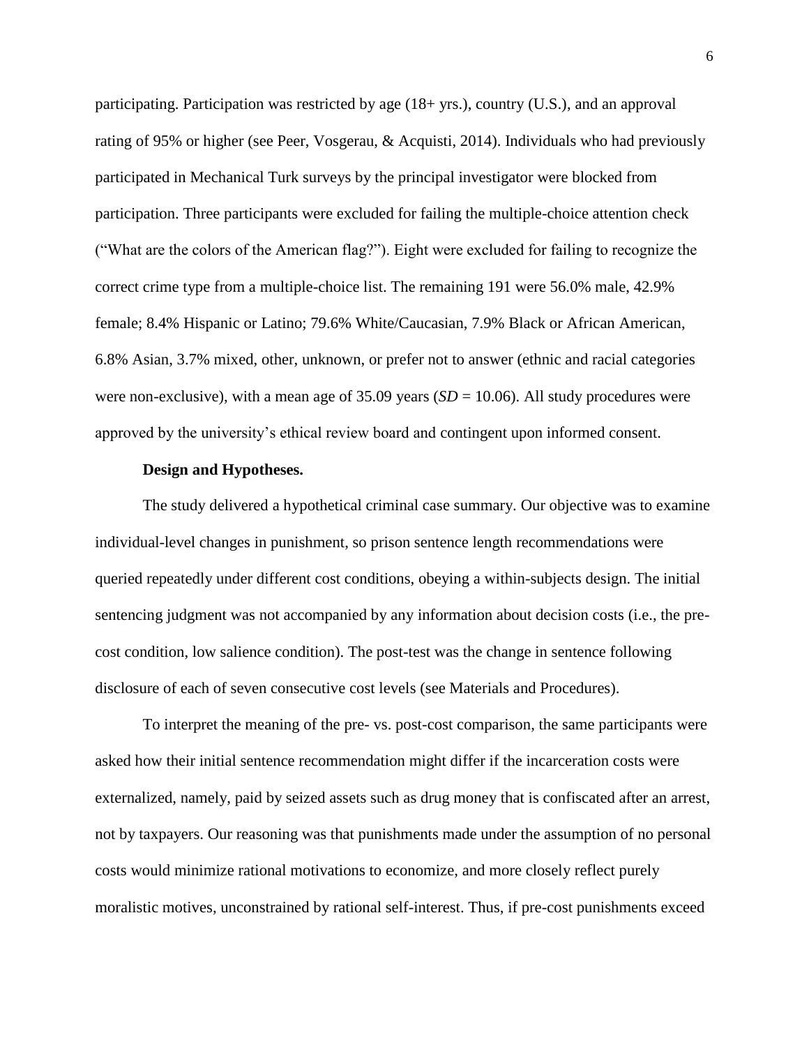participating. Participation was restricted by age (18+ yrs.), country (U.S.), and an approval rating of 95% or higher (see Peer, Vosgerau, & Acquisti, 2014). Individuals who had previously participated in Mechanical Turk surveys by the principal investigator were blocked from participation. Three participants were excluded for failing the multiple-choice attention check ("What are the colors of the American flag?"). Eight were excluded for failing to recognize the correct crime type from a multiple-choice list. The remaining 191 were 56.0% male, 42.9% female; 8.4% Hispanic or Latino; 79.6% White/Caucasian, 7.9% Black or African American, 6.8% Asian, 3.7% mixed, other, unknown, or prefer not to answer (ethnic and racial categories were non-exclusive), with a mean age of 35.09 years (*SD* = 10.06). All study procedures were approved by the university's ethical review board and contingent upon informed consent.

**Design and Hypotheses.**

The study delivered a hypothetical criminal case summary. Our objective was to examine individual-level changes in punishment, so prison sentence length recommendations were queried repeatedly under different cost conditions, obeying a within-subjects design. The initial sentencing judgment was not accompanied by any information about decision costs (i.e., the pre-cost condition, low salience condition). The post-test was the change in sentence following disclosure of each of seven consecutive cost levels (see Materials and Procedures).

To interpret the meaning of the pre- vs. post-cost comparison, the same participants were asked how their initial sentence recommendation might differ if the incarceration costs were externalized, namely, paid by seized assets such as drug money that is confiscated after an arrest, not by taxpayers. Our reasoning was that punishments made under the assumption of no personal costs would minimize rational motivations to economize, and more closely reflect purely moralistic motives, unconstrained by rational self-interest. Thus, if pre-cost punishments exceed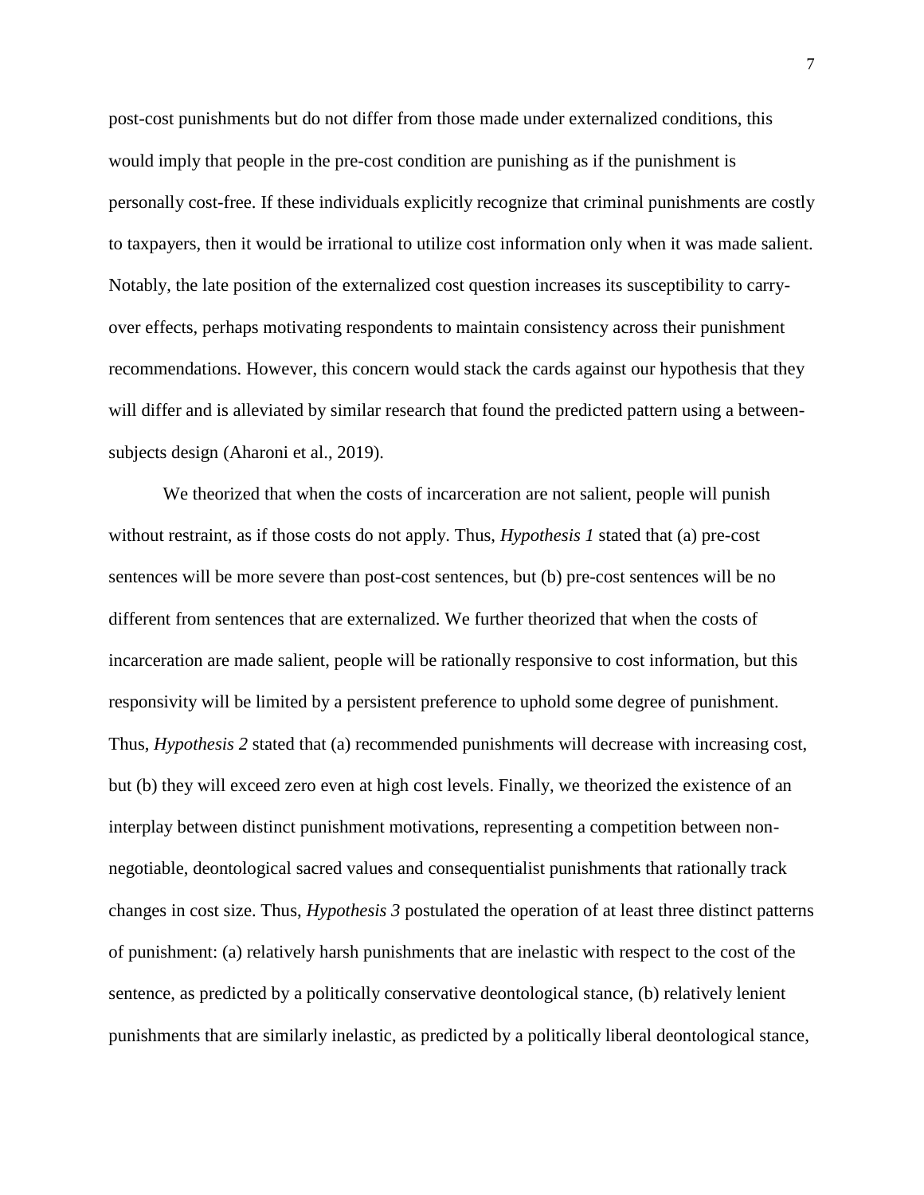post-cost punishments but do not differ from those made under externalized conditions, this would imply that people in the pre-cost condition are punishing as if the punishment is personally cost-free. If these individuals explicitly recognize that criminal punishments are costly to taxpayers, then it would be irrational to utilize cost information only when it was made salient. Notably, the late position of the externalized cost question increases its susceptibility to carry-over effects, perhaps motivating respondents to maintain consistency across their punishment recommendations. However, this concern would stack the cards against our hypothesis that they will differ and is alleviated by similar research that found the predicted pattern using a between-subjects design (Aharoni et al., 2019).

We theorized that when the costs of incarceration are not salient, people will punish without restraint, as if those costs do not apply. Thus, *Hypothesis 1* stated that (a) pre-cost sentences will be more severe than post-cost sentences, but (b) pre-cost sentences will be no different from sentences that are externalized. We further theorized that when the costs of incarceration are made salient, people will be rationally responsive to cost information, but this responsivity will be limited by a persistent preference to uphold some degree of punishment. Thus, *Hypothesis 2* stated that (a) recommended punishments will decrease with increasing cost, but (b) they will exceed zero even at high cost levels. Finally, we theorized the existence of an interplay between distinct punishment motivations, representing a competition between non-negotiable, deontological sacred values and consequentialist punishments that rationally track changes in cost size. Thus, *Hypothesis 3* postulated the operation of at least three distinct patterns of punishment: (a) relatively harsh punishments that are inelastic with respect to the cost of the sentence, as predicted by a politically conservative deontological stance, (b) relatively lenient punishments that are similarly inelastic, as predicted by a politically liberal deontological stance,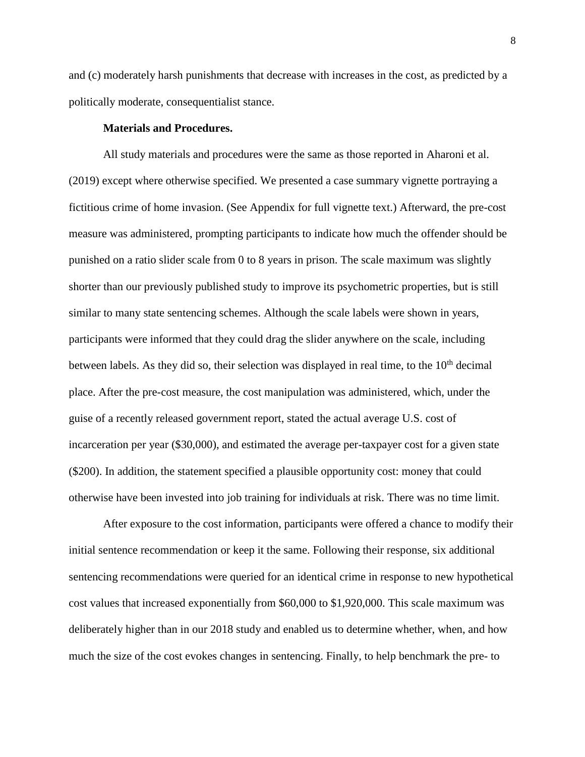and (c) moderately harsh punishments that decrease with increases in the cost, as predicted by a politically moderate, consequentialist stance.

**Materials and Procedures.**

All study materials and procedures were the same as those reported in Aharoni et al. (2019) except where otherwise specified. We presented a case summary vignette portraying a fictitious crime of home invasion. (See Appendix for full vignette text.) Afterward, the pre-cost measure was administered, prompting participants to indicate how much the offender should be punished on a ratio slider scale from 0 to 8 years in prison. The scale maximum was slightly shorter than our previously published study to improve its psychometric properties, but is still similar to many state sentencing schemes. Although the scale labels were shown in years, participants were informed that they could drag the slider anywhere on the scale, including between labels. As they did so, their selection was displayed in real time, to the 10th decimal place. After the pre-cost measure, the cost manipulation was administered, which, under the guise of a recently released government report, stated the actual average U.S. cost of incarceration per year ($30,000), and estimated the average per-taxpayer cost for a given state ($200). In addition, the statement specified a plausible opportunity cost: money that could otherwise have been invested into job training for individuals at risk. There was no time limit.

After exposure to the cost information, participants were offered a chance to modify their initial sentence recommendation or keep it the same. Following their response, six additional sentencing recommendations were queried for an identical crime in response to new hypothetical cost values that increased exponentially from $60,000 to $1,920,000. This scale maximum was deliberately higher than in our 2018 study and enabled us to determine whether, when, and how much the size of the cost evokes changes in sentencing. Finally, to help benchmark the pre- to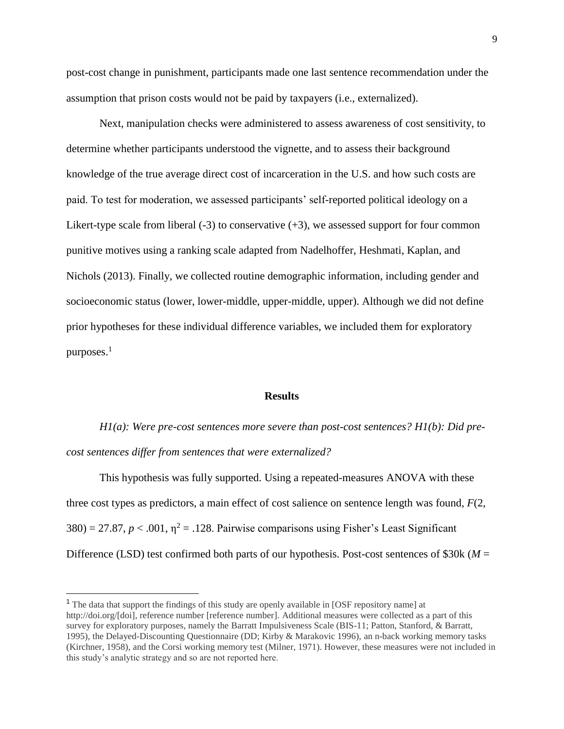post-cost change in punishment, participants made one last sentence recommendation under the assumption that prison costs would not be paid by taxpayers (i.e., externalized).

Next, manipulation checks were administered to assess awareness of cost sensitivity, to determine whether participants understood the vignette, and to assess their background knowledge of the true average direct cost of incarceration in the U.S. and how such costs are paid. To test for moderation, we assessed participants' self-reported political ideology on a Likert-type scale from liberal (-3) to conservative (+3), we assessed support for four common punitive motives using a ranking scale adapted from Nadelhoffer, Heshmati, Kaplan, and Nichols (2013). Finally, we collected routine demographic information, including gender and socioeconomic status (lower, lower-middle, upper-middle, upper). Although we did not define prior hypotheses for these individual difference variables, we included them for exploratory purposes.[1]

## Results

*H1(a): Were pre-cost sentences more severe than post-cost sentences? H1(b): Did pre-cost sentences differ from sentences that were externalized?*

This hypothesis was fully supported. Using a repeated-measures ANOVA with these three cost types as predictors, a main effect of cost salience on sentence length was found, $F(2, 380) = 27.87$, $p < .001$, $\eta^2 = .128$. Pairwise comparisons using Fisher's Least Significant Difference (LSD) test confirmed both parts of our hypothesis. Post-cost sentences of \$30k ($M$ =

---

[1] The data that support the findings of this study are openly available in [OSF repository name] at http://doi.org/[doi], reference number [reference number]. Additional measures were collected as a part of this survey for exploratory purposes, namely the Barratt Impulsiveness Scale (BIS-11; Patton, Stanford, & Barratt, 1995), the Delayed-Discounting Questionnaire (DD; Kirby & Marakovic 1996), an n-back working memory tasks (Kirchner, 1958), and the Corsi working memory test (Milner, 1971). However, these measures were not included in this study's analytic strategy and so are not reported here.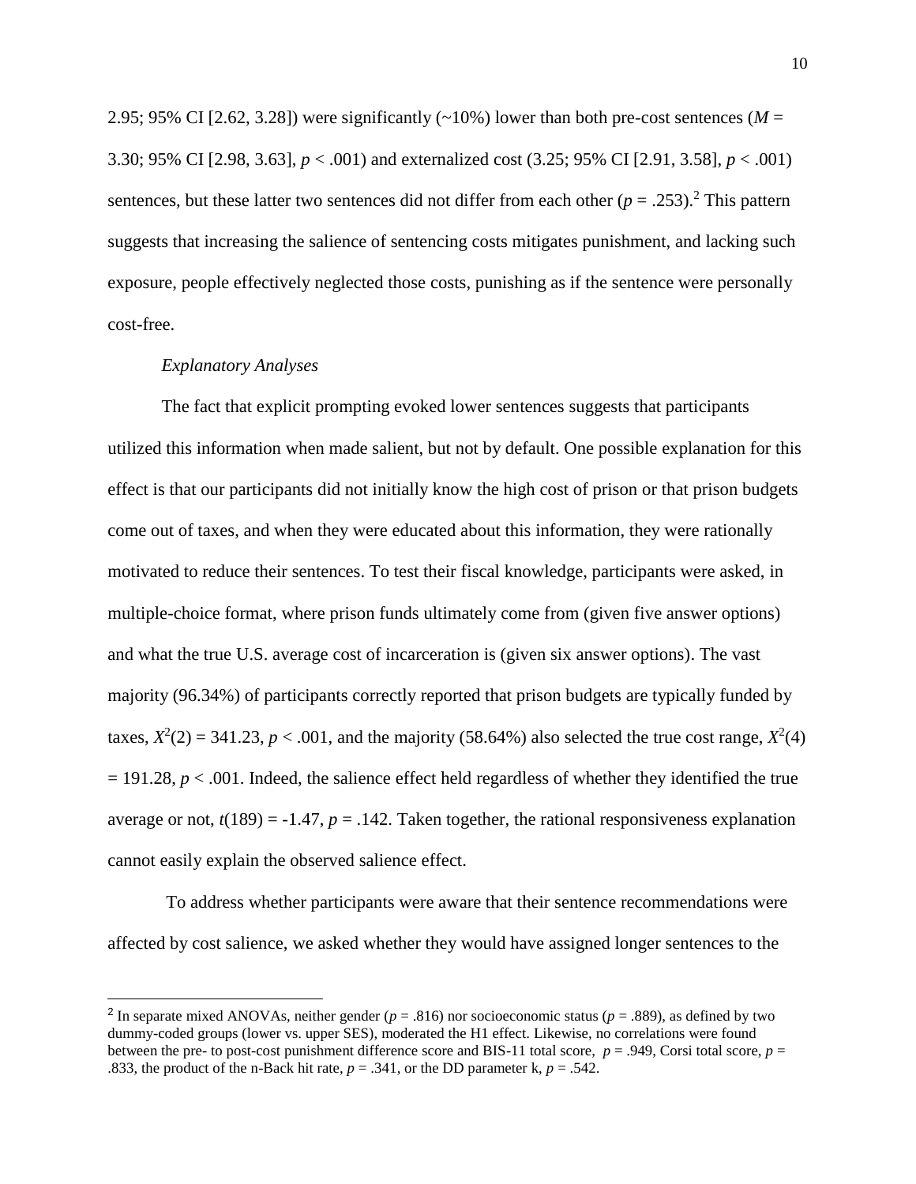2.95; 95% CI [2.62, 3.28]) were significantly (~10%) lower than both pre-cost sentences ($M$ = 3.30; 95% CI [2.98, 3.63], $p < .001$) and externalized cost (3.25; 95% CI [2.91, 3.58], $p < .001$) sentences, but these latter two sentences did not differ from each other ($p = .253$).[2] This pattern suggests that increasing the salience of sentencing costs mitigates punishment, and lacking such exposure, people effectively neglected those costs, punishing as if the sentence were personally cost-free.

### *Explanatory Analyses*

The fact that explicit prompting evoked lower sentences suggests that participants utilized this information when made salient, but not by default. One possible explanation for this effect is that our participants did not initially know the high cost of prison or that prison budgets come out of taxes, and when they were educated about this information, they were rationally motivated to reduce their sentences. To test their fiscal knowledge, participants were asked, in multiple-choice format, where prison funds ultimately come from (given five answer options) and what the true U.S. average cost of incarceration is (given six answer options). The vast majority (96.34%) of participants correctly reported that prison budgets are typically funded by taxes, $X^2(2) = 341.23$, $p < .001$, and the majority (58.64%) also selected the true cost range, $X^2(4) = 191.28$, $p < .001$. Indeed, the salience effect held regardless of whether they identified the true average or not, $t(189) = -1.47$, $p = .142$. Taken together, the rational responsiveness explanation cannot easily explain the observed salience effect.

To address whether participants were aware that their sentence recommendations were affected by cost salience, we asked whether they would have assigned longer sentences to the

[2] In separate mixed ANOVAs, neither gender ($p = .816$) nor socioeconomic status ($p = .889$), as defined by two dummy-coded groups (lower vs. upper SES), moderated the H1 effect. Likewise, no correlations were found between the pre- to post-cost punishment difference score and BIS-11 total score, $p = .949$, Corsi total score, $p = .833$, the product of the n-Back hit rate, $p = .341$, or the DD parameter k, $p = .542$.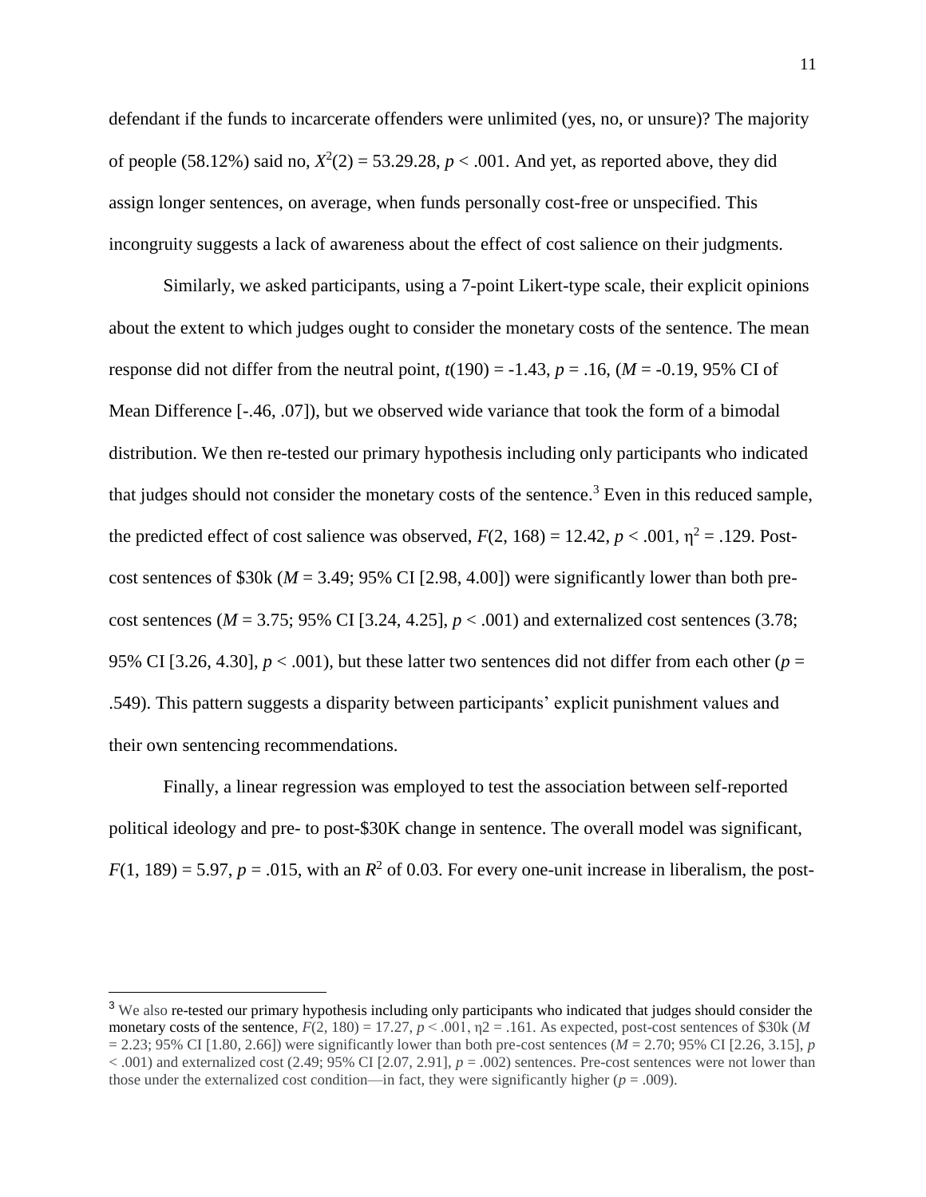defendant if the funds to incarcerate offenders were unlimited (yes, no, or unsure)? The majority of people (58.12%) said no, $X^2(2) = 53.29.28$, $p < .001$. And yet, as reported above, they did assign longer sentences, on average, when funds personally cost-free or unspecified. This incongruity suggests a lack of awareness about the effect of cost salience on their judgments.

Similarly, we asked participants, using a 7-point Likert-type scale, their explicit opinions about the extent to which judges ought to consider the monetary costs of the sentence. The mean response did not differ from the neutral point, $t(190) = -1.43$, $p = .16$, ($M = -0.19$, 95% CI of Mean Difference [-.46, .07]), but we observed wide variance that took the form of a bimodal distribution. We then re-tested our primary hypothesis including only participants who indicated that judges should not consider the monetary costs of the sentence.[3] Even in this reduced sample, the predicted effect of cost salience was observed, $F(2, 168) = 12.42$, $p < .001$, $\eta^2 = .129$. Post-cost sentences of \$30k ($M = 3.49$; 95% CI [2.98, 4.00]) were significantly lower than both pre-cost sentences ($M = 3.75$; 95% CI [3.24, 4.25], $p < .001$) and externalized cost sentences (3.78; 95% CI [3.26, 4.30], $p < .001$), but these latter two sentences did not differ from each other ($p = .549$). This pattern suggests a disparity between participants' explicit punishment values and their own sentencing recommendations.

Finally, a linear regression was employed to test the association between self-reported political ideology and pre- to post-\$30K change in sentence. The overall model was significant, $F(1, 189) = 5.97$, $p = .015$, with an $R^2$ of 0.03. For every one-unit increase in liberalism, the post-

[3] We also re-tested our primary hypothesis including only participants who indicated that judges should consider the monetary costs of the sentence, $F(2, 180) = 17.27$, $p < .001$, $\eta2 = .161$. As expected, post-cost sentences of \$30k ($M = 2.23$; 95% CI [1.80, 2.66]) were significantly lower than both pre-cost sentences ($M = 2.70$; 95% CI [2.26, 3.15], $p < .001$) and externalized cost (2.49; 95% CI [2.07, 2.91], $p = .002$) sentences. Pre-cost sentences were not lower than those under the externalized cost condition—in fact, they were significantly higher ($p = .009$).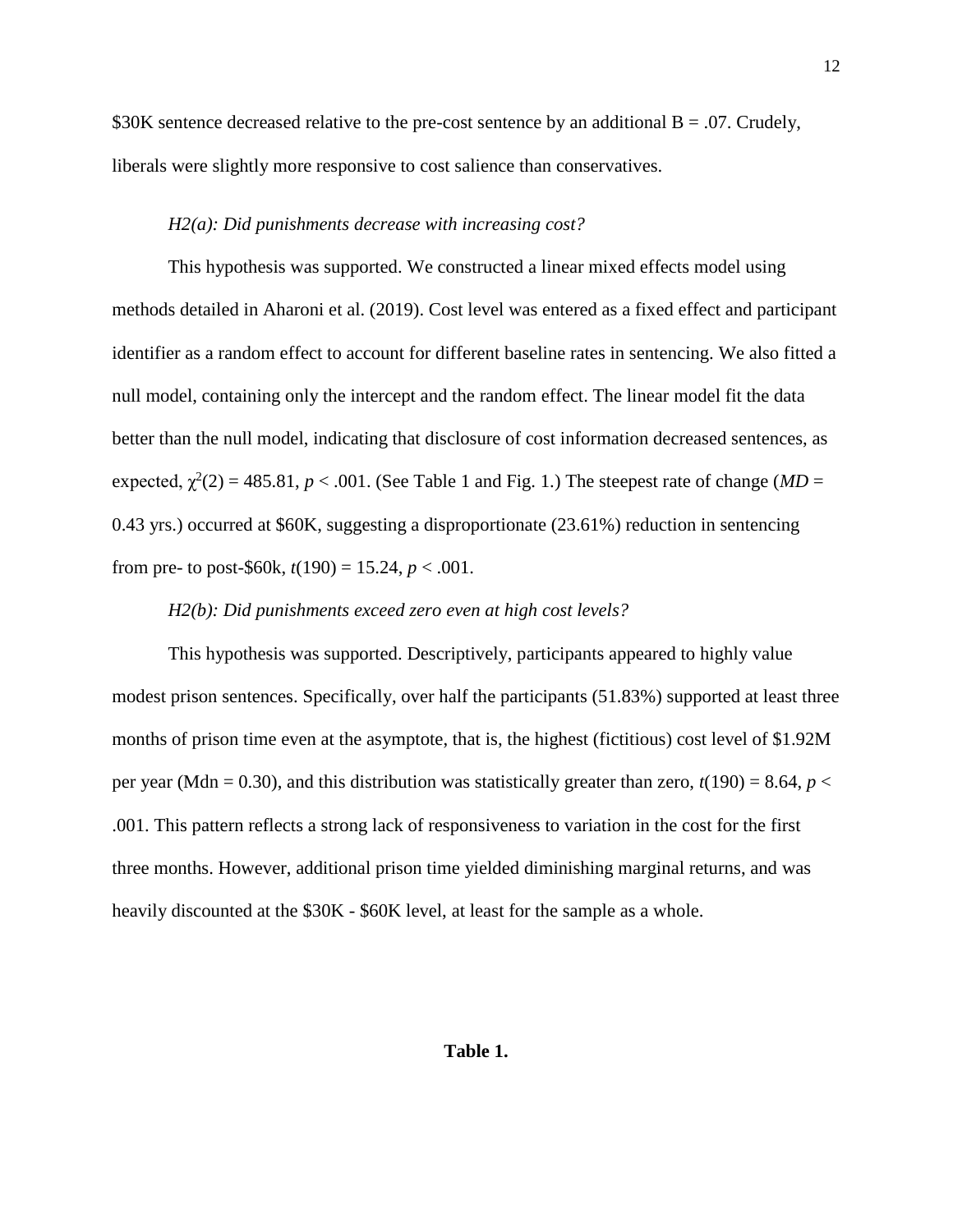\$30K sentence decreased relative to the pre-cost sentence by an additional B = .07. Crudely, liberals were slightly more responsive to cost salience than conservatives.

*H2(a): Did punishments decrease with increasing cost?*

This hypothesis was supported. We constructed a linear mixed effects model using methods detailed in Aharoni et al. (2019). Cost level was entered as a fixed effect and participant identifier as a random effect to account for different baseline rates in sentencing. We also fitted a null model, containing only the intercept and the random effect. The linear model fit the data better than the null model, indicating that disclosure of cost information decreased sentences, as expected, $\chi^2(2) = 485.81$, $p < .001$. (See Table 1 and Fig. 1.) The steepest rate of change ($MD$ = 0.43 yrs.) occurred at \$60K, suggesting a disproportionate (23.61%) reduction in sentencing from pre- to post-\$60k, $t(190) = 15.24$, $p < .001$.

*H2(b): Did punishments exceed zero even at high cost levels?*

This hypothesis was supported. Descriptively, participants appeared to highly value modest prison sentences. Specifically, over half the participants (51.83%) supported at least three months of prison time even at the asymptote, that is, the highest (fictitious) cost level of \$1.92M per year (Mdn = 0.30), and this distribution was statistically greater than zero, $t(190) = 8.64$, $p < .001$. This pattern reflects a strong lack of responsiveness to variation in the cost for the first three months. However, additional prison time yielded diminishing marginal returns, and was heavily discounted at the \$30K - \$60K level, at least for the sample as a whole.

**Table 1.**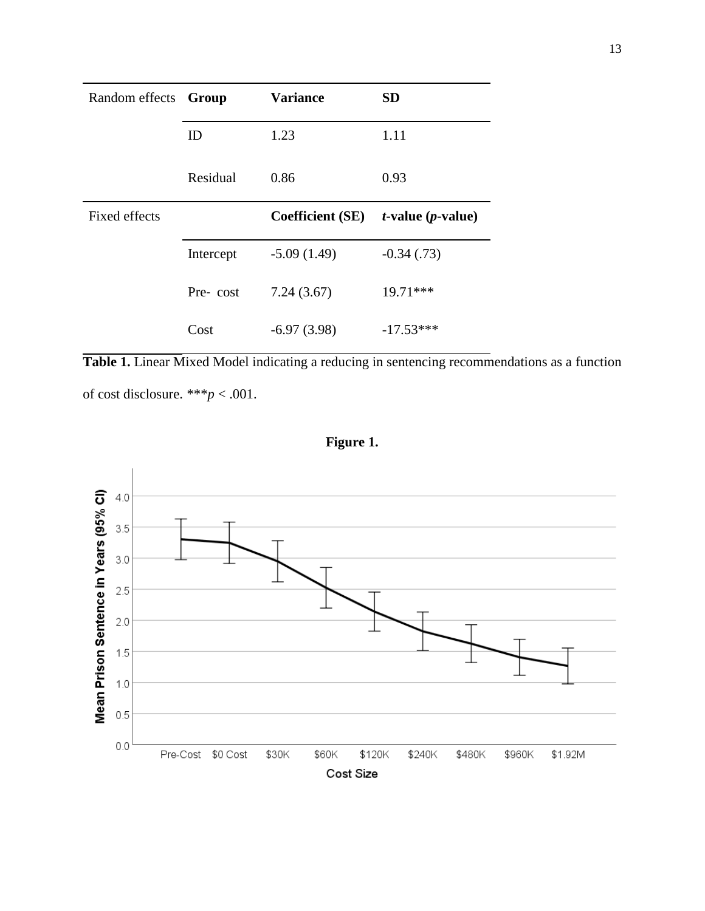| Random effects | Group | Variance | SD |
|---|---|---|---|
| | ID | 1.23 | 1.11 |
| | Residual | 0.86 | 0.93 |
| Fixed effects | | **Coefficient (SE)** | ***t*-value (*p*-value)** |
| | Intercept | -5.09 (1.49) | -0.34 (.73) |
| | Pre- cost | 7.24 (3.67) | 19.71*** |
| | Cost | -6.97 (3.98) | -17.53*** |

**Table 1.** Linear Mixed Model indicating a reducing in sentencing recommendations as a function of cost disclosure. ***$p < .001$.

**Figure 1.**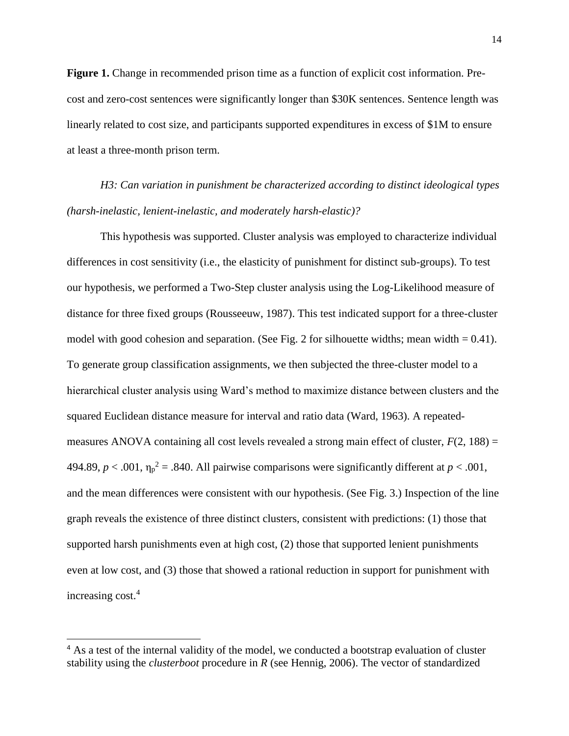**Figure 1.** Change in recommended prison time as a function of explicit cost information. Pre-cost and zero-cost sentences were significantly longer than \$30K sentences. Sentence length was linearly related to cost size, and participants supported expenditures in excess of \$1M to ensure at least a three-month prison term.

*H3: Can variation in punishment be characterized according to distinct ideological types (harsh-inelastic, lenient-inelastic, and moderately harsh-elastic)?*

This hypothesis was supported. Cluster analysis was employed to characterize individual differences in cost sensitivity (i.e., the elasticity of punishment for distinct sub-groups). To test our hypothesis, we performed a Two-Step cluster analysis using the Log-Likelihood measure of distance for three fixed groups (Rousseeuw, 1987). This test indicated support for a three-cluster model with good cohesion and separation. (See Fig. 2 for silhouette widths; mean width = 0.41). To generate group classification assignments, we then subjected the three-cluster model to a hierarchical cluster analysis using Ward's method to maximize distance between clusters and the squared Euclidean distance measure for interval and ratio data (Ward, 1963). A repeated-measures ANOVA containing all cost levels revealed a strong main effect of cluster, $F(2, 188) = 494.89$, $p < .001$, $\eta_p^2 = .840$. All pairwise comparisons were significantly different at $p < .001$, and the mean differences were consistent with our hypothesis. (See Fig. 3.) Inspection of the line graph reveals the existence of three distinct clusters, consistent with predictions: (1) those that supported harsh punishments even at high cost, (2) those that supported lenient punishments even at low cost, and (3) those that showed a rational reduction in support for punishment with increasing cost.[4]

[4] As a test of the internal validity of the model, we conducted a bootstrap evaluation of cluster stability using the *clusterboot* procedure in *R* (see Hennig, 2006). The vector of standardized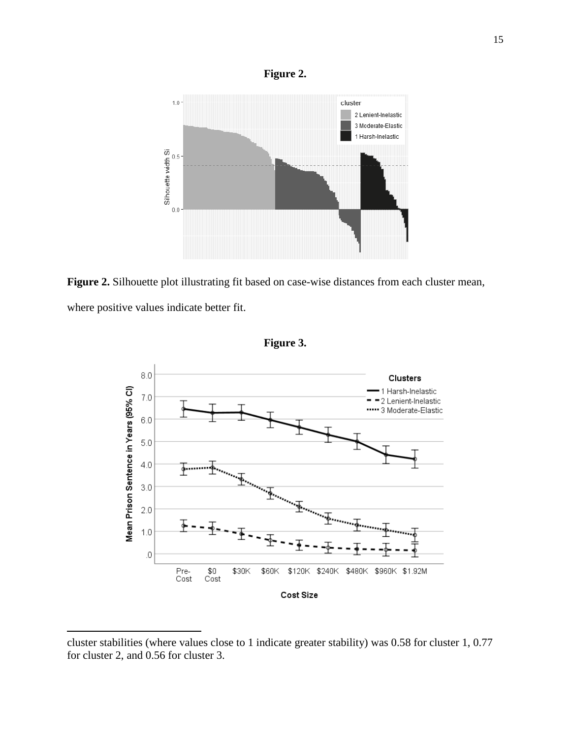**Figure 2.**

**Figure 2.** Silhouette plot illustrating fit based on case-wise distances from each cluster mean, where positive values indicate better fit.

**Figure 3.**

cluster stabilities (where values close to 1 indicate greater stability) was 0.58 for cluster 1, 0.77 for cluster 2, and 0.56 for cluster 3.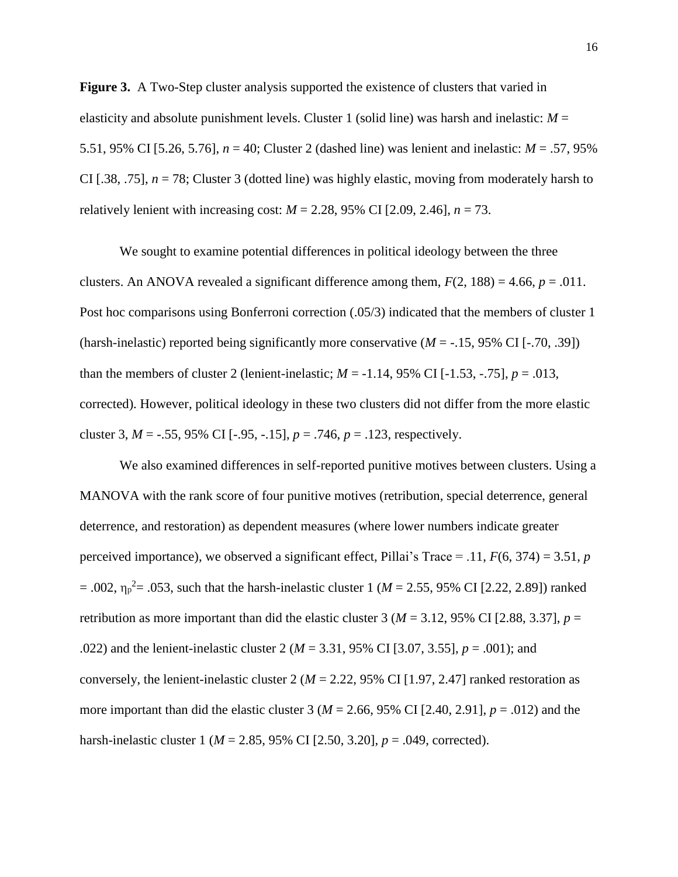**Figure 3.** A Two-Step cluster analysis supported the existence of clusters that varied in elasticity and absolute punishment levels. Cluster 1 (solid line) was harsh and inelastic: $M$ = 5.51, 95% CI [5.26, 5.76], $n$ = 40; Cluster 2 (dashed line) was lenient and inelastic: $M$ = .57, 95% CI [.38, .75], $n$ = 78; Cluster 3 (dotted line) was highly elastic, moving from moderately harsh to relatively lenient with increasing cost: $M$ = 2.28, 95% CI [2.09, 2.46], $n$ = 73.

We sought to examine potential differences in political ideology between the three clusters. An ANOVA revealed a significant difference among them, $F(2, 188) = 4.66$, $p = .011$. Post hoc comparisons using Bonferroni correction (.05/3) indicated that the members of cluster 1 (harsh-inelastic) reported being significantly more conservative ($M$ = -.15, 95% CI [-.70, .39]) than the members of cluster 2 (lenient-inelastic; $M$ = -1.14, 95% CI [-1.53, -.75], $p = .013$, corrected). However, political ideology in these two clusters did not differ from the more elastic cluster 3, $M$ = -.55, 95% CI [-.95, -.15], $p = .746$, $p = .123$, respectively.

We also examined differences in self-reported punitive motives between clusters. Using a MANOVA with the rank score of four punitive motives (retribution, special deterrence, general deterrence, and restoration) as dependent measures (where lower numbers indicate greater perceived importance), we observed a significant effect, Pillai's Trace = .11, $F(6, 374) = 3.51$, $p = .002$, $\eta_p^2 = .053$, such that the harsh-inelastic cluster 1 ($M$ = 2.55, 95% CI [2.22, 2.89]) ranked retribution as more important than did the elastic cluster 3 ($M$ = 3.12, 95% CI [2.88, 3.37], $p = .022$) and the lenient-inelastic cluster 2 ($M$ = 3.31, 95% CI [3.07, 3.55], $p = .001$); and conversely, the lenient-inelastic cluster 2 ($M$ = 2.22, 95% CI [1.97, 2.47] ranked restoration as more important than did the elastic cluster 3 ($M$ = 2.66, 95% CI [2.40, 2.91], $p = .012$) and the harsh-inelastic cluster 1 ($M$ = 2.85, 95% CI [2.50, 3.20], $p = .049$, corrected).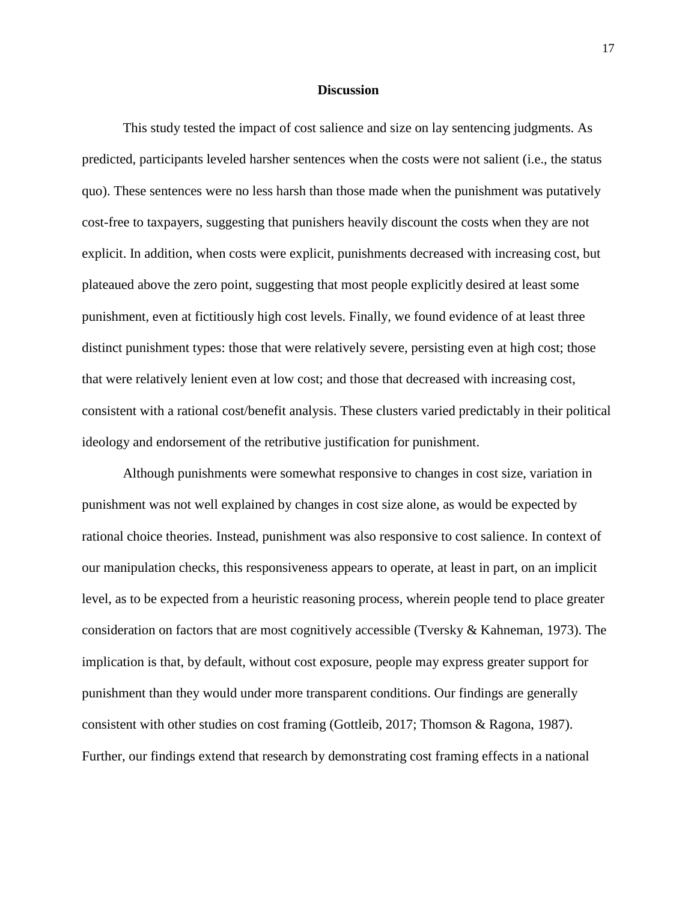## Discussion

This study tested the impact of cost salience and size on lay sentencing judgments. As predicted, participants leveled harsher sentences when the costs were not salient (i.e., the status quo). These sentences were no less harsh than those made when the punishment was putatively cost-free to taxpayers, suggesting that punishers heavily discount the costs when they are not explicit. In addition, when costs were explicit, punishments decreased with increasing cost, but plateaued above the zero point, suggesting that most people explicitly desired at least some punishment, even at fictitiously high cost levels. Finally, we found evidence of at least three distinct punishment types: those that were relatively severe, persisting even at high cost; those that were relatively lenient even at low cost; and those that decreased with increasing cost, consistent with a rational cost/benefit analysis. These clusters varied predictably in their political ideology and endorsement of the retributive justification for punishment.

Although punishments were somewhat responsive to changes in cost size, variation in punishment was not well explained by changes in cost size alone, as would be expected by rational choice theories. Instead, punishment was also responsive to cost salience. In context of our manipulation checks, this responsiveness appears to operate, at least in part, on an implicit level, as to be expected from a heuristic reasoning process, wherein people tend to place greater consideration on factors that are most cognitively accessible (Tversky & Kahneman, 1973). The implication is that, by default, without cost exposure, people may express greater support for punishment than they would under more transparent conditions. Our findings are generally consistent with other studies on cost framing (Gottleib, 2017; Thomson & Ragona, 1987). Further, our findings extend that research by demonstrating cost framing effects in a national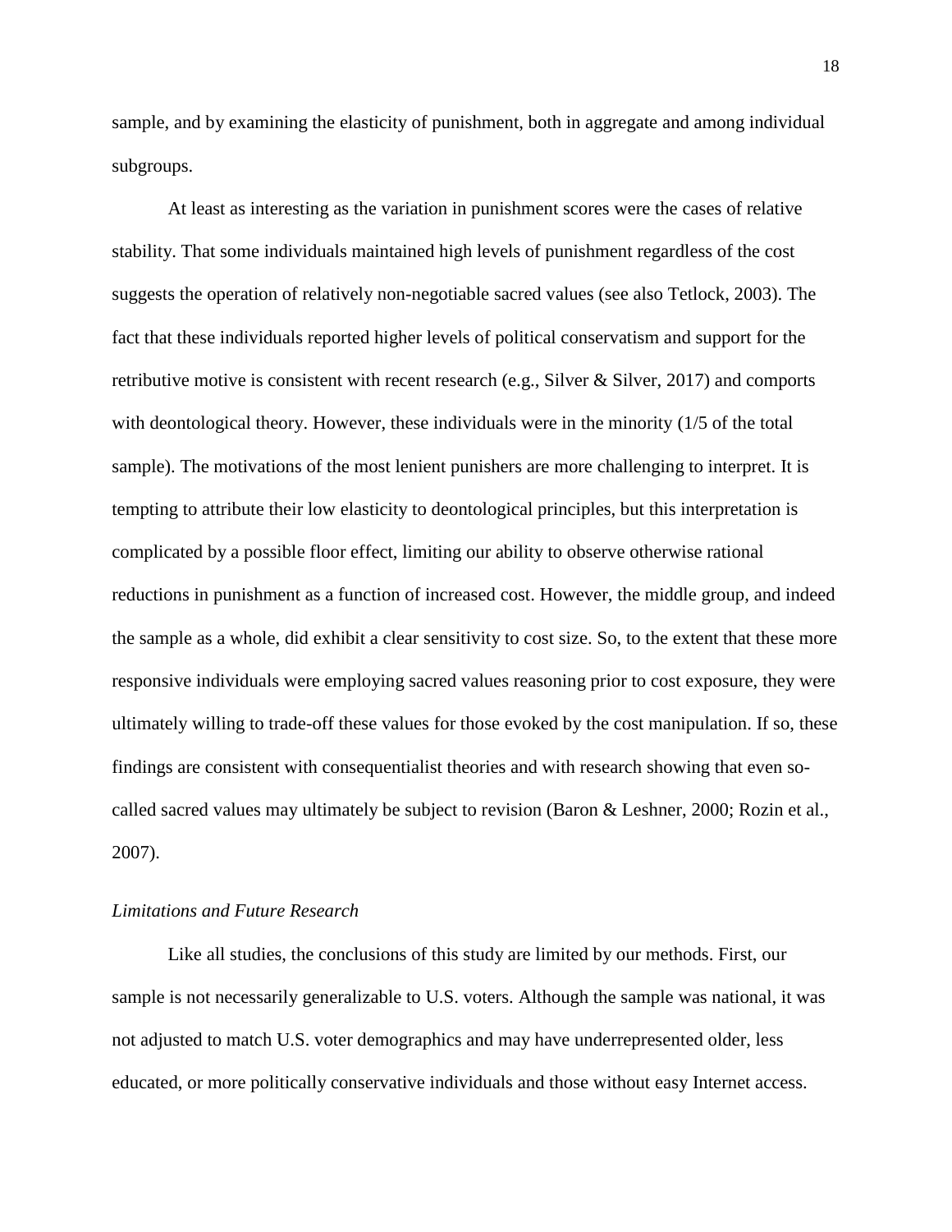sample, and by examining the elasticity of punishment, both in aggregate and among individual subgroups.

At least as interesting as the variation in punishment scores were the cases of relative stability. That some individuals maintained high levels of punishment regardless of the cost suggests the operation of relatively non-negotiable sacred values (see also Tetlock, 2003). The fact that these individuals reported higher levels of political conservatism and support for the retributive motive is consistent with recent research (e.g., Silver & Silver, 2017) and comports with deontological theory. However, these individuals were in the minority (1/5 of the total sample). The motivations of the most lenient punishers are more challenging to interpret. It is tempting to attribute their low elasticity to deontological principles, but this interpretation is complicated by a possible floor effect, limiting our ability to observe otherwise rational reductions in punishment as a function of increased cost. However, the middle group, and indeed the sample as a whole, did exhibit a clear sensitivity to cost size. So, to the extent that these more responsive individuals were employing sacred values reasoning prior to cost exposure, they were ultimately willing to trade-off these values for those evoked by the cost manipulation. If so, these findings are consistent with consequentialist theories and with research showing that even so-called sacred values may ultimately be subject to revision (Baron & Leshner, 2000; Rozin et al., 2007).

### *Limitations and Future Research*

Like all studies, the conclusions of this study are limited by our methods. First, our sample is not necessarily generalizable to U.S. voters. Although the sample was national, it was not adjusted to match U.S. voter demographics and may have underrepresented older, less educated, or more politically conservative individuals and those without easy Internet access.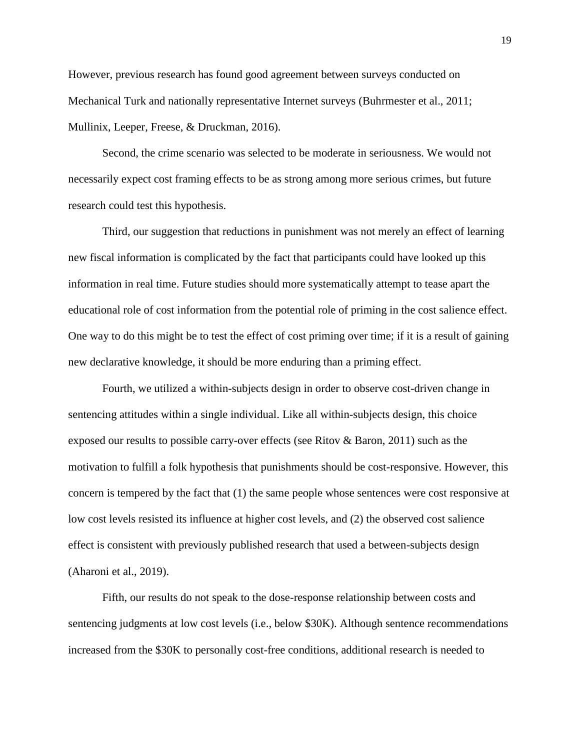However, previous research has found good agreement between surveys conducted on Mechanical Turk and nationally representative Internet surveys (Buhrmester et al., 2011; Mullinix, Leeper, Freese, & Druckman, 2016).

Second, the crime scenario was selected to be moderate in seriousness. We would not necessarily expect cost framing effects to be as strong among more serious crimes, but future research could test this hypothesis.

Third, our suggestion that reductions in punishment was not merely an effect of learning new fiscal information is complicated by the fact that participants could have looked up this information in real time. Future studies should more systematically attempt to tease apart the educational role of cost information from the potential role of priming in the cost salience effect. One way to do this might be to test the effect of cost priming over time; if it is a result of gaining new declarative knowledge, it should be more enduring than a priming effect.

Fourth, we utilized a within-subjects design in order to observe cost-driven change in sentencing attitudes within a single individual. Like all within-subjects design, this choice exposed our results to possible carry-over effects (see Ritov & Baron, 2011) such as the motivation to fulfill a folk hypothesis that punishments should be cost-responsive. However, this concern is tempered by the fact that (1) the same people whose sentences were cost responsive at low cost levels resisted its influence at higher cost levels, and (2) the observed cost salience effect is consistent with previously published research that used a between-subjects design (Aharoni et al., 2019).

Fifth, our results do not speak to the dose-response relationship between costs and sentencing judgments at low cost levels (i.e., below $30K). Although sentence recommendations increased from the $30K to personally cost-free conditions, additional research is needed to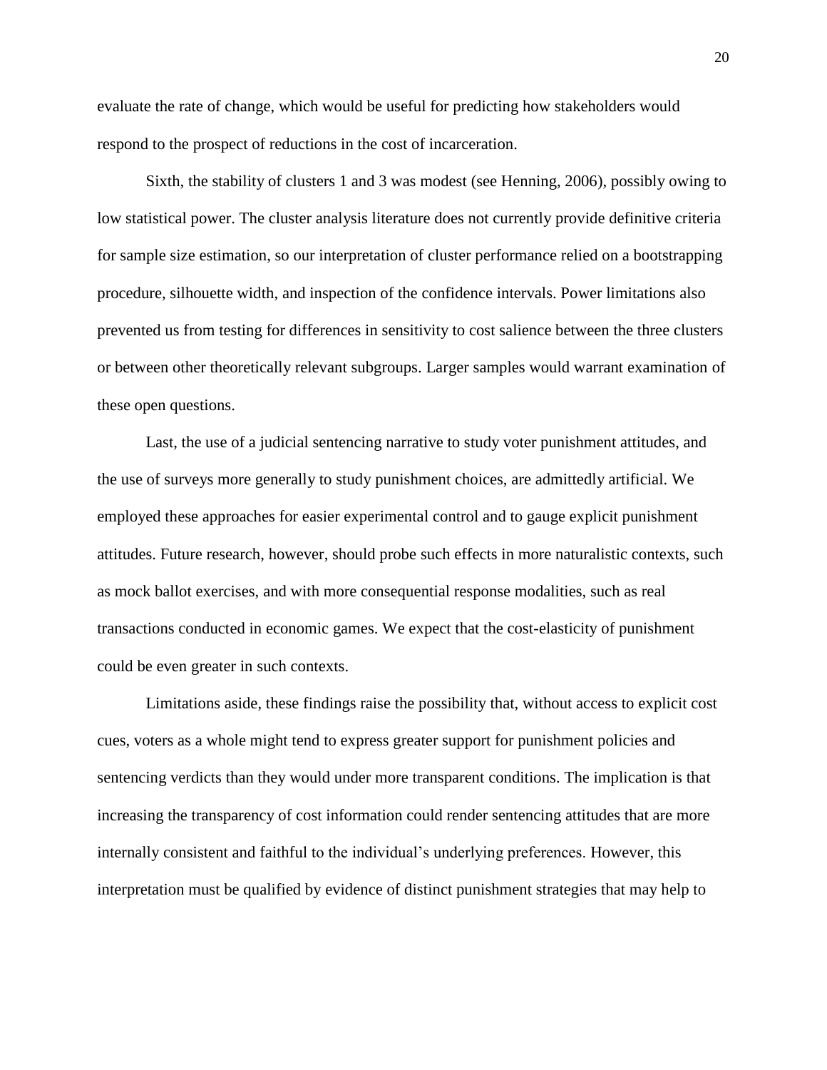evaluate the rate of change, which would be useful for predicting how stakeholders would respond to the prospect of reductions in the cost of incarceration.

Sixth, the stability of clusters 1 and 3 was modest (see Henning, 2006), possibly owing to low statistical power. The cluster analysis literature does not currently provide definitive criteria for sample size estimation, so our interpretation of cluster performance relied on a bootstrapping procedure, silhouette width, and inspection of the confidence intervals. Power limitations also prevented us from testing for differences in sensitivity to cost salience between the three clusters or between other theoretically relevant subgroups. Larger samples would warrant examination of these open questions.

Last, the use of a judicial sentencing narrative to study voter punishment attitudes, and the use of surveys more generally to study punishment choices, are admittedly artificial. We employed these approaches for easier experimental control and to gauge explicit punishment attitudes. Future research, however, should probe such effects in more naturalistic contexts, such as mock ballot exercises, and with more consequential response modalities, such as real transactions conducted in economic games. We expect that the cost-elasticity of punishment could be even greater in such contexts.

Limitations aside, these findings raise the possibility that, without access to explicit cost cues, voters as a whole might tend to express greater support for punishment policies and sentencing verdicts than they would under more transparent conditions. The implication is that increasing the transparency of cost information could render sentencing attitudes that are more internally consistent and faithful to the individual's underlying preferences. However, this interpretation must be qualified by evidence of distinct punishment strategies that may help to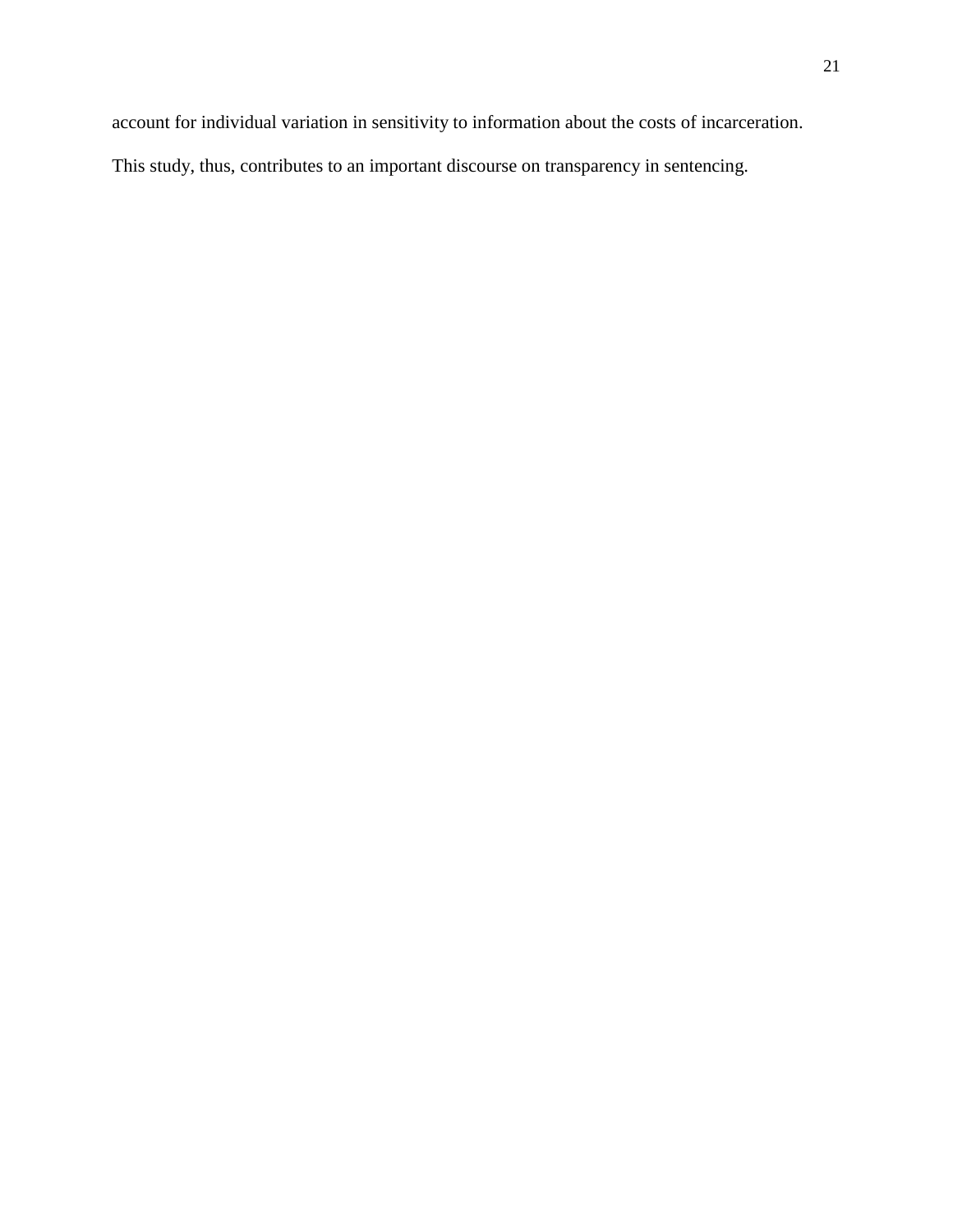account for individual variation in sensitivity to information about the costs of incarceration. This study, thus, contributes to an important discourse on transparency in sentencing.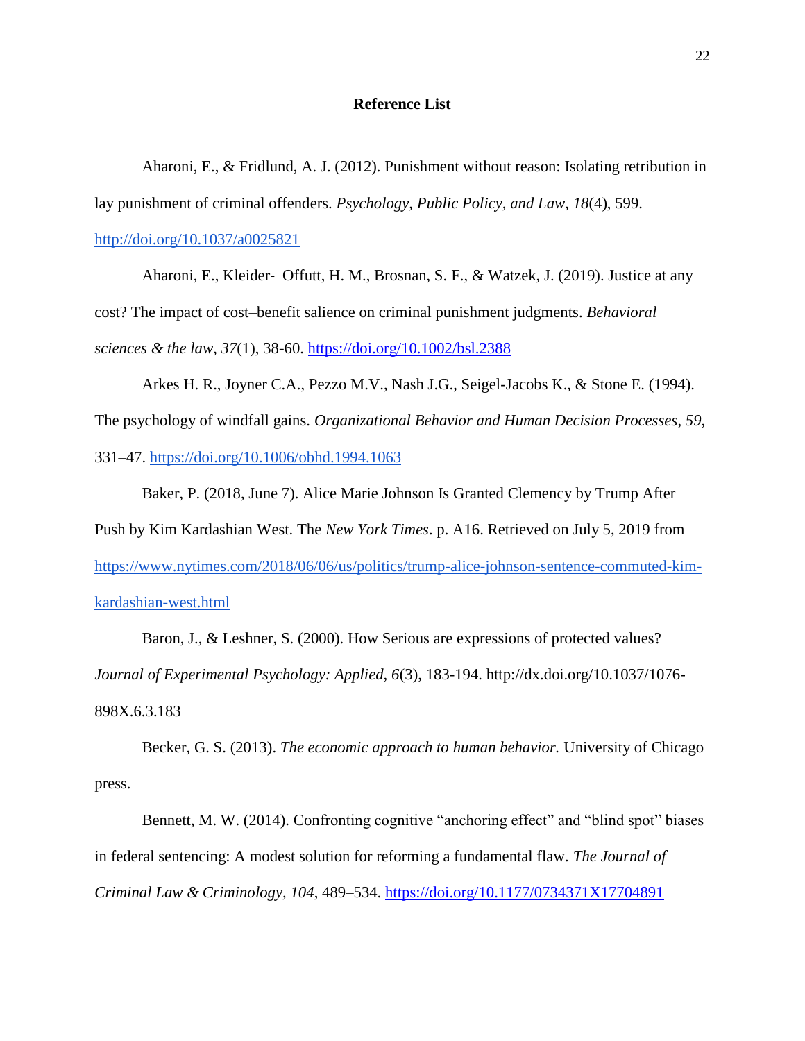**Reference List**

Aharoni, E., & Fridlund, A. J. (2012). Punishment without reason: Isolating retribution in lay punishment of criminal offenders. *Psychology, Public Policy, and Law*, *18*(4), 599. http://doi.org/10.1037/a0025821

Aharoni, E., Kleider- Offutt, H. M., Brosnan, S. F., & Watzek, J. (2019). Justice at any cost? The impact of cost–benefit salience on criminal punishment judgments. *Behavioral sciences & the law*, *37*(1), 38-60. https://doi.org/10.1002/bsl.2388

Arkes H. R., Joyner C.A., Pezzo M.V., Nash J.G., Seigel-Jacobs K., & Stone E. (1994). The psychology of windfall gains. *Organizational Behavior and Human Decision Processes, 59*, 331–47. https://doi.org/10.1006/obhd.1994.1063

Baker, P. (2018, June 7). Alice Marie Johnson Is Granted Clemency by Trump After Push by Kim Kardashian West. The *New York Times*. p. A16. Retrieved on July 5, 2019 from https://www.nytimes.com/2018/06/06/us/politics/trump-alice-johnson-sentence-commuted-kim-kardashian-west.html

Baron, J., & Leshner, S. (2000). How Serious are expressions of protected values? *Journal of Experimental Psychology: Applied, 6*(3), 183-194. http://dx.doi.org/10.1037/1076-898X.6.3.183

Becker, G. S. (2013). *The economic approach to human behavior.* University of Chicago press.

Bennett, M. W. (2014). Confronting cognitive "anchoring effect" and "blind spot" biases in federal sentencing: A modest solution for reforming a fundamental flaw. *The Journal of Criminal Law & Criminology, 104*, 489–534. https://doi.org/10.1177/0734371X17704891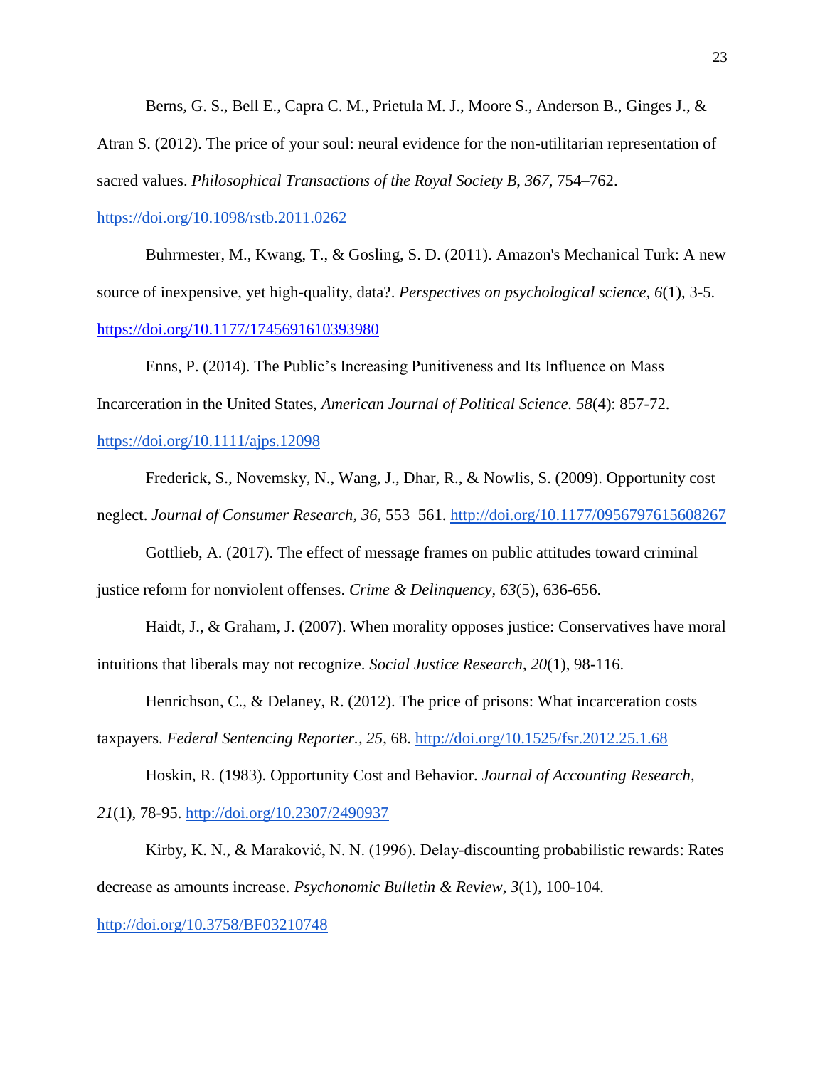Berns, G. S., Bell E., Capra C. M., Prietula M. J., Moore S., Anderson B., Ginges J., & Atran S. (2012). The price of your soul: neural evidence for the non-utilitarian representation of sacred values. *Philosophical Transactions of the Royal Society B, 367*, 754–762. https://doi.org/10.1098/rstb.2011.0262

Buhrmester, M., Kwang, T., & Gosling, S. D. (2011). Amazon's Mechanical Turk: A new source of inexpensive, yet high-quality, data?. *Perspectives on psychological science, 6*(1), 3-5. https://doi.org/10.1177/1745691610393980

Enns, P. (2014). The Public's Increasing Punitiveness and Its Influence on Mass Incarceration in the United States, *American Journal of Political Science. 58*(4): 857-72. https://doi.org/10.1111/ajps.12098

Frederick, S., Novemsky, N., Wang, J., Dhar, R., & Nowlis, S. (2009). Opportunity cost neglect. *Journal of Consumer Research*, *36*, 553–561. http://doi.org/10.1177/0956797615608267

Gottlieb, A. (2017). The effect of message frames on public attitudes toward criminal justice reform for nonviolent offenses. *Crime & Delinquency, 63*(5), 636-656.

Haidt, J., & Graham, J. (2007). When morality opposes justice: Conservatives have moral intuitions that liberals may not recognize. *Social Justice Research*, *20*(1), 98-116.

Henrichson, C., & Delaney, R. (2012). The price of prisons: What incarceration costs taxpayers. *Federal Sentencing Reporter., 25*, 68. http://doi.org/10.1525/fsr.2012.25.1.68

Hoskin, R. (1983). Opportunity Cost and Behavior. *Journal of Accounting Research, 21*(1), 78-95. http://doi.org/10.2307/2490937

Kirby, K. N., & Maraković, N. N. (1996). Delay-discounting probabilistic rewards: Rates decrease as amounts increase. *Psychonomic Bulletin & Review, 3*(1), 100-104. http://doi.org/10.3758/BF03210748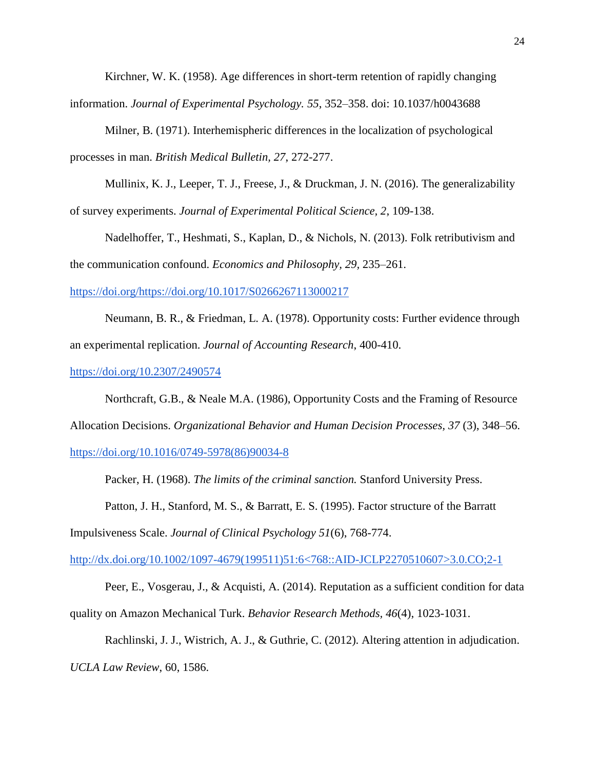Kirchner, W. K. (1958). Age differences in short-term retention of rapidly changing information. *Journal of Experimental Psychology. 55*, 352–358. doi: 10.1037/h0043688

Milner, B. (1971). Interhemispheric differences in the localization of psychological processes in man. *British Medical Bulletin, 27*, 272-277.

Mullinix, K. J., Leeper, T. J., Freese, J., & Druckman, J. N. (2016). The generalizability of survey experiments. *Journal of Experimental Political Science*, *2*, 109-138.

Nadelhoffer, T., Heshmati, S., Kaplan, D., & Nichols, N. (2013). Folk retributivism and the communication confound. *Economics and Philosophy, 29*, 235–261. https://doi.org/https://doi.org/10.1017/S0266267113000217

Neumann, B. R., & Friedman, L. A. (1978). Opportunity costs: Further evidence through an experimental replication. *Journal of Accounting Research*, 400-410. https://doi.org/10.2307/2490574

Northcraft, G.B., & Neale M.A. (1986), Opportunity Costs and the Framing of Resource Allocation Decisions. *Organizational Behavior and Human Decision Processes, 37* (3), 348–56. https://doi.org/10.1016/0749-5978(86)90034-8

Packer, H. (1968). *The limits of the criminal sanction.* Stanford University Press.

Patton, J. H., Stanford, M. S., & Barratt, E. S. (1995). Factor structure of the Barratt Impulsiveness Scale. *Journal of Clinical Psychology 51*(6), 768-774. http://dx.doi.org/10.1002/1097-4679(199511)51:6<768::AID-JCLP2270510607>3.0.CO;2-1

Peer, E., Vosgerau, J., & Acquisti, A. (2014). Reputation as a sufficient condition for data quality on Amazon Mechanical Turk. *Behavior Research Methods*, *46*(4), 1023-1031.

Rachlinski, J. J., Wistrich, A. J., & Guthrie, C. (2012). Altering attention in adjudication. *UCLA Law Review*, 60, 1586.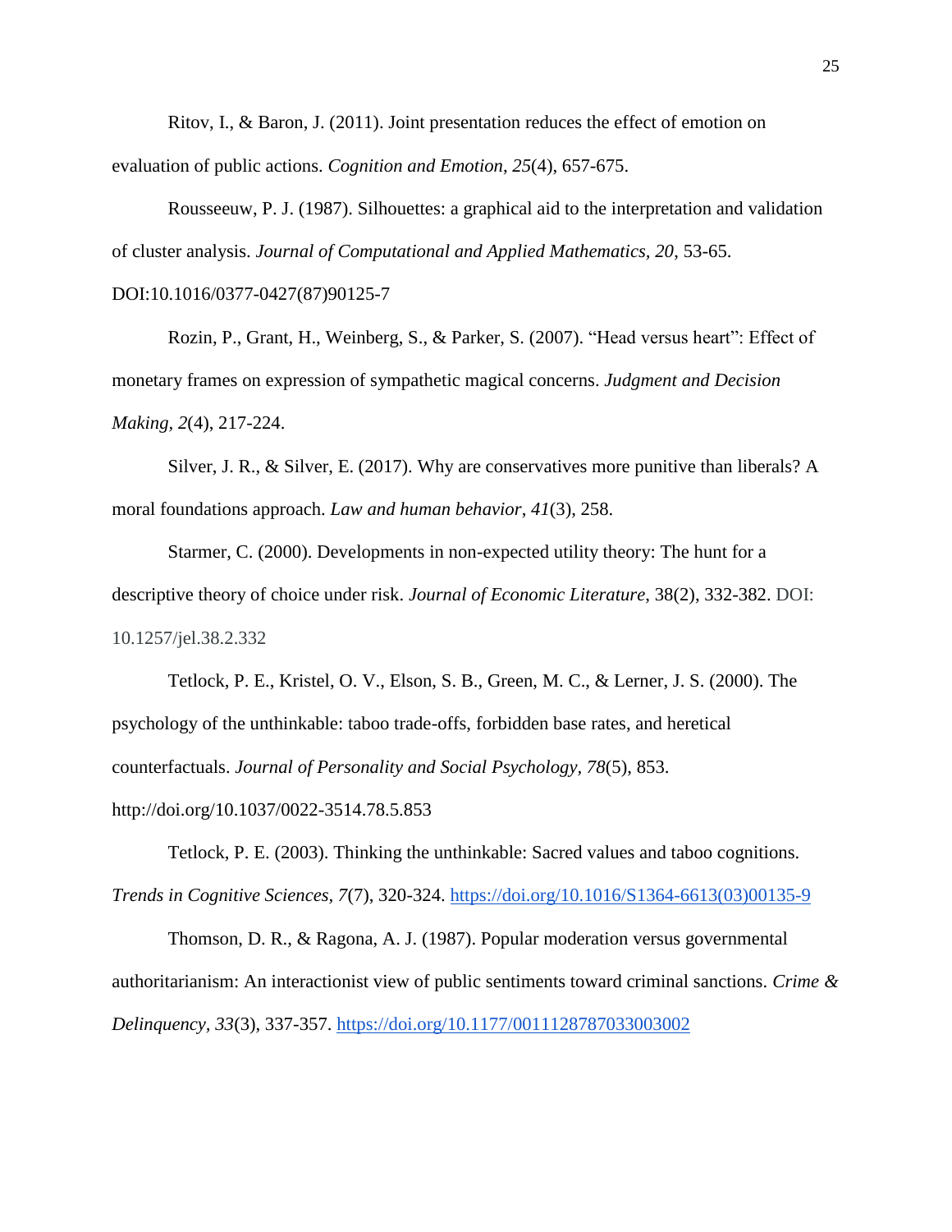Ritov, I., & Baron, J. (2011). Joint presentation reduces the effect of emotion on evaluation of public actions. *Cognition and Emotion*, *25*(4), 657-675.

Rousseeuw, P. J. (1987). Silhouettes: a graphical aid to the interpretation and validation of cluster analysis. *Journal of Computational and Applied Mathematics, 20*, 53-65. DOI:10.1016/0377-0427(87)90125-7

Rozin, P., Grant, H., Weinberg, S., & Parker, S. (2007). "Head versus heart": Effect of monetary frames on expression of sympathetic magical concerns. *Judgment and Decision Making*, *2*(4), 217-224.

Silver, J. R., & Silver, E. (2017). Why are conservatives more punitive than liberals? A moral foundations approach. *Law and human behavior*, *41*(3), 258.

Starmer, C. (2000). Developments in non-expected utility theory: The hunt for a descriptive theory of choice under risk. *Journal of Economic Literature*, 38(2), 332-382. DOI: 10.1257/jel.38.2.332

Tetlock, P. E., Kristel, O. V., Elson, S. B., Green, M. C., & Lerner, J. S. (2000). The psychology of the unthinkable: taboo trade-offs, forbidden base rates, and heretical counterfactuals. *Journal of Personality and Social Psychology*, *78*(5), 853. http://doi.org/10.1037/0022-3514.78.5.853

Tetlock, P. E. (2003). Thinking the unthinkable: Sacred values and taboo cognitions. *Trends in Cognitive Sciences, 7*(7), 320-324. https://doi.org/10.1016/S1364-6613(03)00135-9

Thomson, D. R., & Ragona, A. J. (1987). Popular moderation versus governmental authoritarianism: An interactionist view of public sentiments toward criminal sanctions. *Crime & Delinquency, 33*(3), 337-357. https://doi.org/10.1177/0011128787033003002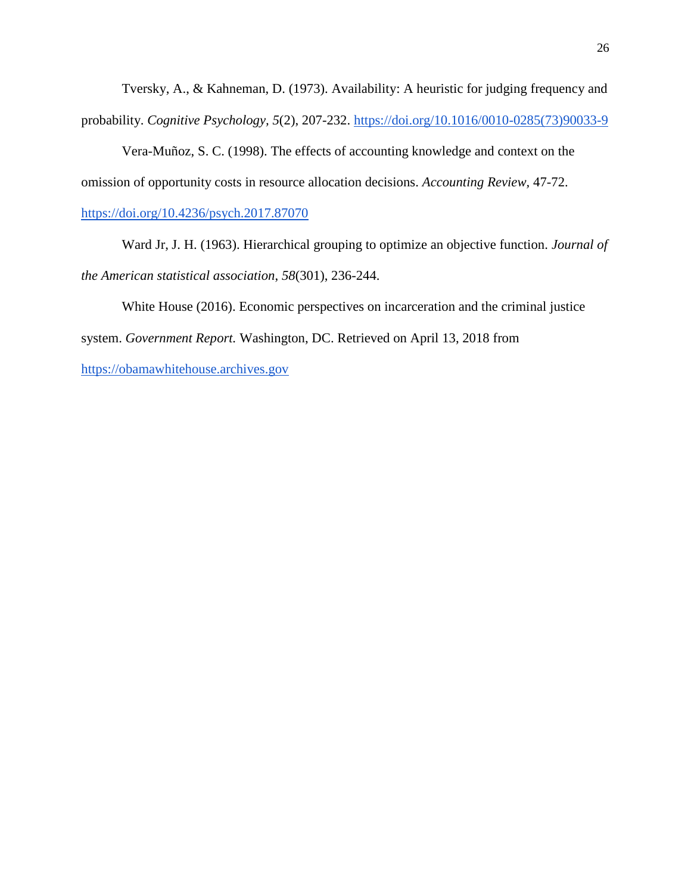Tversky, A., & Kahneman, D. (1973). Availability: A heuristic for judging frequency and probability. *Cognitive Psychology*, *5*(2), 207-232. https://doi.org/10.1016/0010-0285(73)90033-9

Vera-Muñoz, S. C. (1998). The effects of accounting knowledge and context on the omission of opportunity costs in resource allocation decisions. *Accounting Review*, 47-72. https://doi.org/10.4236/psych.2017.87070

Ward Jr, J. H. (1963). Hierarchical grouping to optimize an objective function. *Journal of the American statistical association*, *58*(301), 236-244.

White House (2016). Economic perspectives on incarceration and the criminal justice system. *Government Report.* Washington, DC. Retrieved on April 13, 2018 from https://obamawhitehouse.archives.gov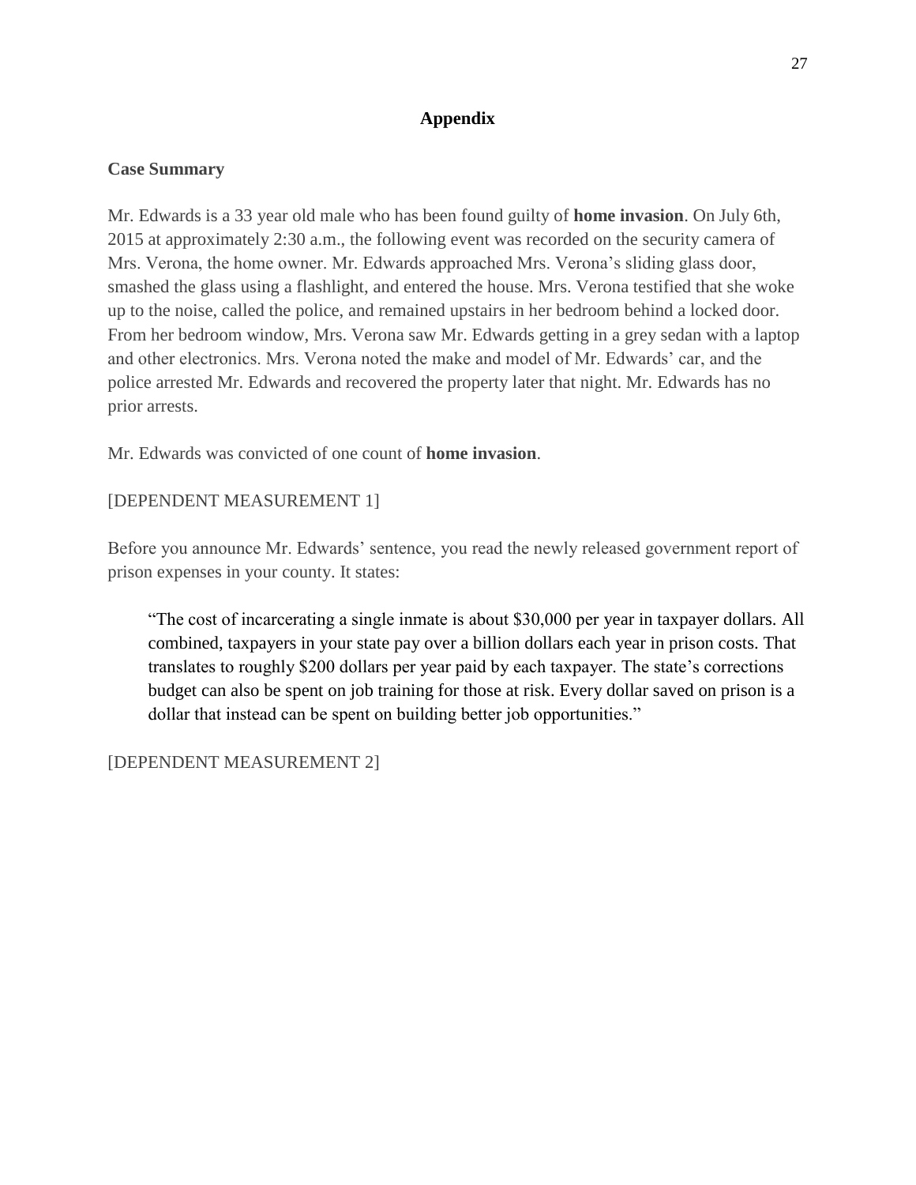## Appendix

**Case Summary**

Mr. Edwards is a 33 year old male who has been found guilty of **home invasion**. On July 6th, 2015 at approximately 2:30 a.m., the following event was recorded on the security camera of Mrs. Verona, the home owner. Mr. Edwards approached Mrs. Verona's sliding glass door, smashed the glass using a flashlight, and entered the house. Mrs. Verona testified that she woke up to the noise, called the police, and remained upstairs in her bedroom behind a locked door. From her bedroom window, Mrs. Verona saw Mr. Edwards getting in a grey sedan with a laptop and other electronics. Mrs. Verona noted the make and model of Mr. Edwards' car, and the police arrested Mr. Edwards and recovered the property later that night. Mr. Edwards has no prior arrests.

Mr. Edwards was convicted of one count of **home invasion**.

[DEPENDENT MEASUREMENT 1]

Before you announce Mr. Edwards' sentence, you read the newly released government report of prison expenses in your county. It states:

> "The cost of incarcerating a single inmate is about $30,000 per year in taxpayer dollars. All combined, taxpayers in your state pay over a billion dollars each year in prison costs. That translates to roughly $200 dollars per year paid by each taxpayer. The state's corrections budget can also be spent on job training for those at risk. Every dollar saved on prison is a dollar that instead can be spent on building better job opportunities."

[DEPENDENT MEASUREMENT 2]